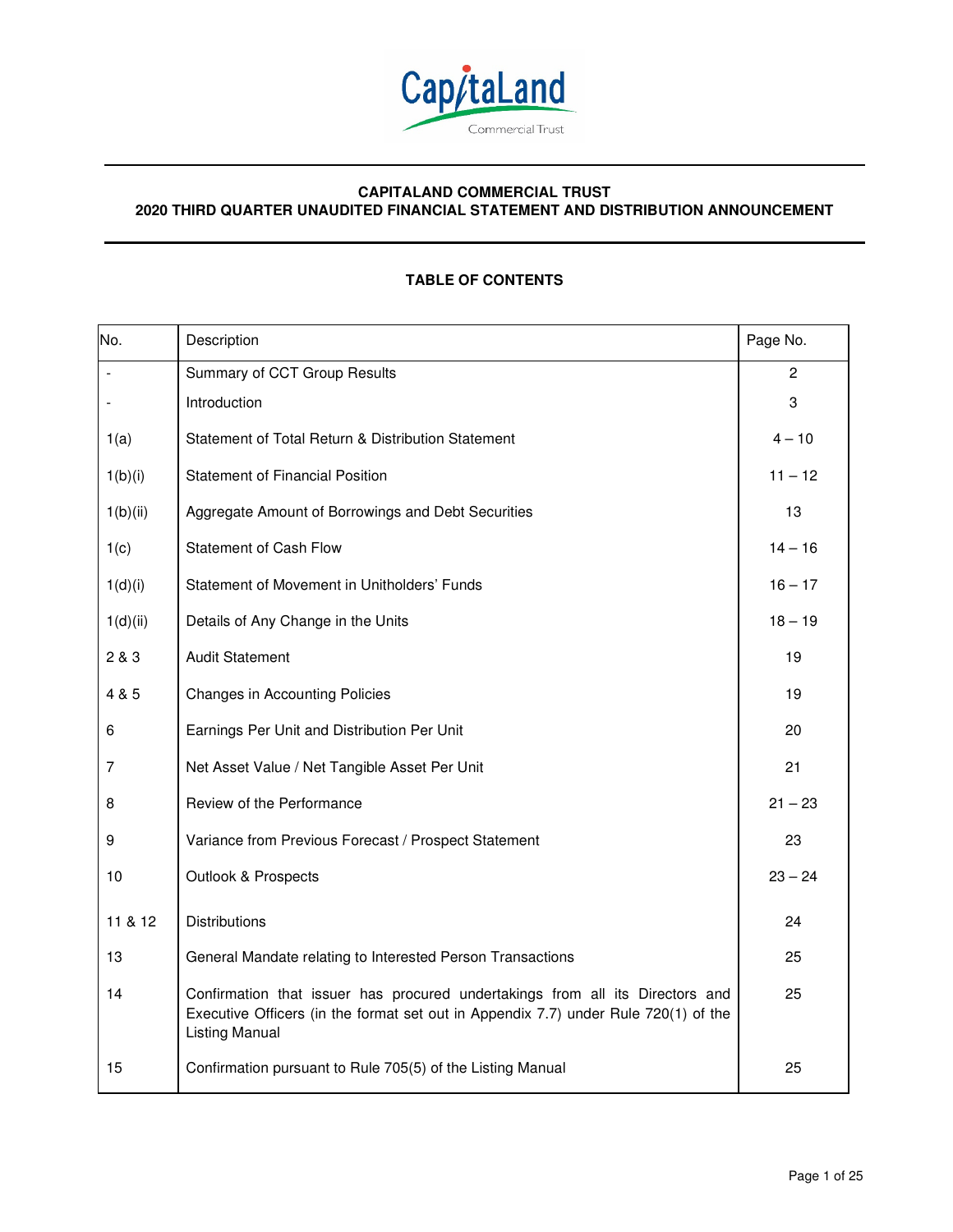**CAPITALAND COMMERCIAL TRUST**
**2020 THIRD QUARTER UNAUDITED FINANCIAL STATEMENT AND DISTRIBUTION ANNOUNCEMENT**

## TABLE OF CONTENTS

| No. | Description | Page No. |
|---|---|---|
| - | Summary of CCT Group Results | 2 |
| - | Introduction | 3 |
| 1(a) | Statement of Total Return & Distribution Statement | 4 – 10 |
| 1(b)(i) | Statement of Financial Position | 11 – 12 |
| 1(b)(ii) | Aggregate Amount of Borrowings and Debt Securities | 13 |
| 1(c) | Statement of Cash Flow | 14 – 16 |
| 1(d)(i) | Statement of Movement in Unitholders' Funds | 16 – 17 |
| 1(d)(ii) | Details of Any Change in the Units | 18 – 19 |
| 2 & 3 | Audit Statement | 19 |
| 4 & 5 | Changes in Accounting Policies | 19 |
| 6 | Earnings Per Unit and Distribution Per Unit | 20 |
| 7 | Net Asset Value / Net Tangible Asset Per Unit | 21 |
| 8 | Review of the Performance | 21 – 23 |
| 9 | Variance from Previous Forecast / Prospect Statement | 23 |
| 10 | Outlook & Prospects | 23 – 24 |
| 11 & 12 | Distributions | 24 |
| 13 | General Mandate relating to Interested Person Transactions | 25 |
| 14 | Confirmation that issuer has procured undertakings from all its Directors and Executive Officers (in the format set out in Appendix 7.7) under Rule 720(1) of the Listing Manual | 25 |
| 15 | Confirmation pursuant to Rule 705(5) of the Listing Manual | 25 |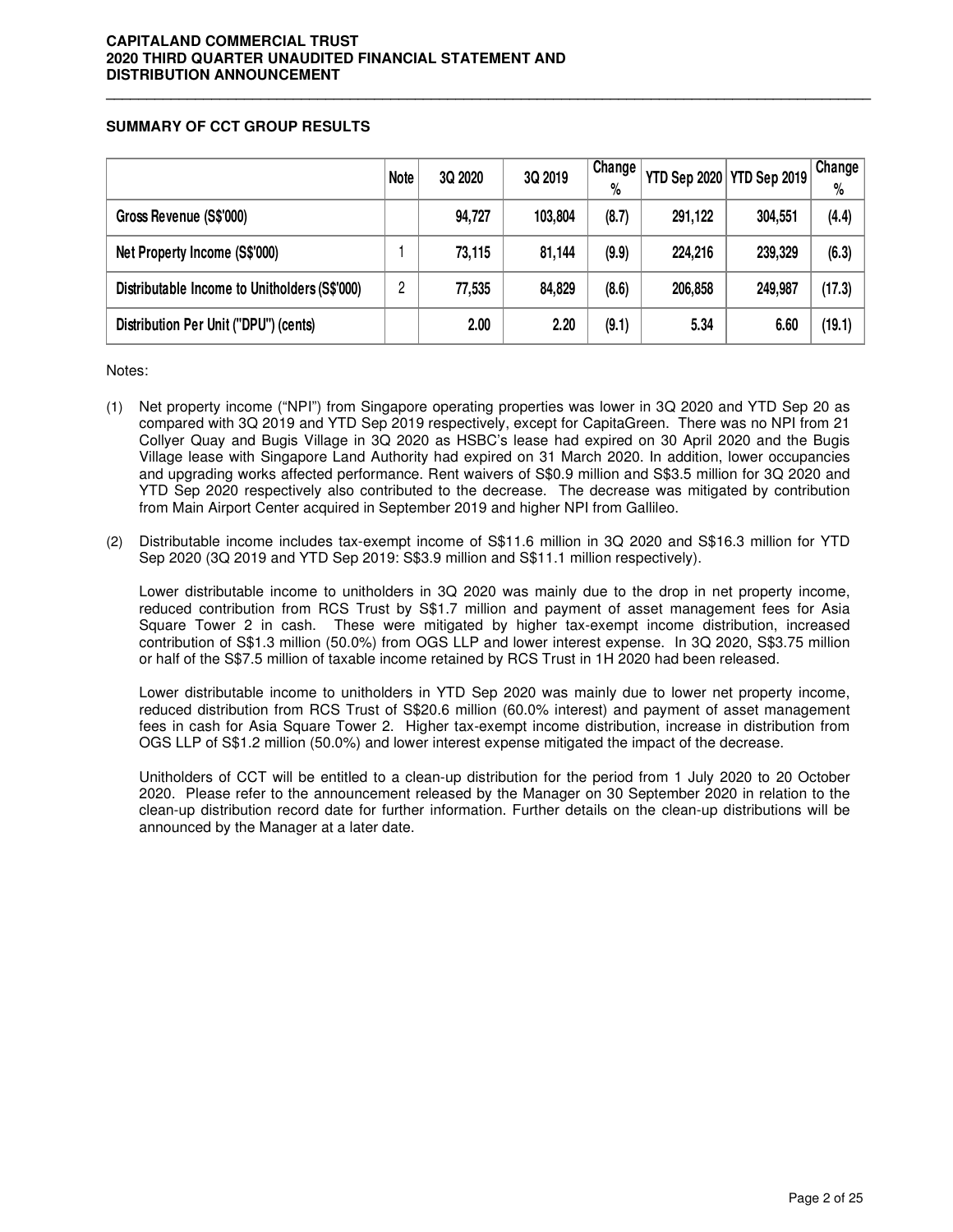## SUMMARY OF CCT GROUP RESULTS

|  | Note | 3Q 2020 | 3Q 2019 | Change % | YTD Sep 2020 | YTD Sep 2019 | Change % |
|---|---|---|---|---|---|---|---|
| Gross Revenue (S$'000) |  | 94,727 | 103,804 | (8.7) | 291,122 | 304,551 | (4.4) |
| Net Property Income (S$'000) | 1 | 73,115 | 81,144 | (9.9) | 224,216 | 239,329 | (6.3) |
| Distributable Income to Unitholders (S$'000) | 2 | 77,535 | 84,829 | (8.6) | 206,858 | 249,987 | (17.3) |
| Distribution Per Unit ("DPU") (cents) |  | 2.00 | 2.20 | (9.1) | 5.34 | 6.60 | (19.1) |

Notes:

(1) Net property income ("NPI") from Singapore operating properties was lower in 3Q 2020 and YTD Sep 20 as compared with 3Q 2019 and YTD Sep 2019 respectively, except for CapitaGreen. There was no NPI from 21 Collyer Quay and Bugis Village in 3Q 2020 as HSBC's lease had expired on 30 April 2020 and the Bugis Village lease with Singapore Land Authority had expired on 31 March 2020. In addition, lower occupancies and upgrading works affected performance. Rent waivers of S$0.9 million and S$3.5 million for 3Q 2020 and YTD Sep 2020 respectively also contributed to the decrease. The decrease was mitigated by contribution from Main Airport Center acquired in September 2019 and higher NPI from Gallileo.

(2) Distributable income includes tax-exempt income of S$11.6 million in 3Q 2020 and S$16.3 million for YTD Sep 2020 (3Q 2019 and YTD Sep 2019: S$3.9 million and S$11.1 million respectively).

Lower distributable income to unitholders in 3Q 2020 was mainly due to the drop in net property income, reduced contribution from RCS Trust by S$1.7 million and payment of asset management fees for Asia Square Tower 2 in cash. These were mitigated by higher tax-exempt income distribution, increased contribution of S$1.3 million (50.0%) from OGS LLP and lower interest expense. In 3Q 2020, S$3.75 million or half of the S$7.5 million of taxable income retained by RCS Trust in 1H 2020 had been released.

Lower distributable income to unitholders in YTD Sep 2020 was mainly due to lower net property income, reduced distribution from RCS Trust of S$20.6 million (60.0% interest) and payment of asset management fees in cash for Asia Square Tower 2. Higher tax-exempt income distribution, increase in distribution from OGS LLP of S$1.2 million (50.0%) and lower interest expense mitigated the impact of the decrease.

Unitholders of CCT will be entitled to a clean-up distribution for the period from 1 July 2020 to 20 October 2020. Please refer to the announcement released by the Manager on 30 September 2020 in relation to the clean-up distribution record date for further information. Further details on the clean-up distributions will be announced by the Manager at a later date.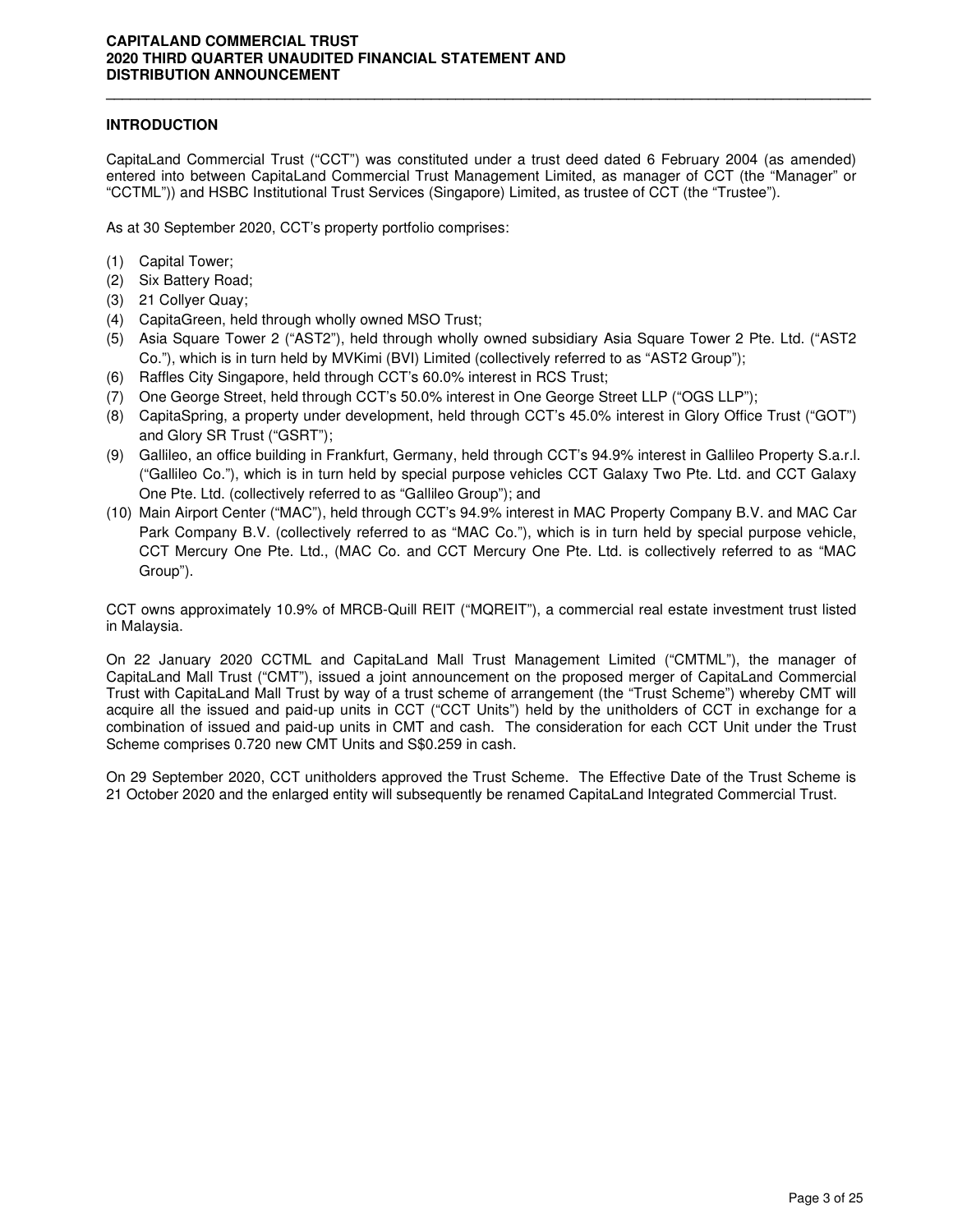## INTRODUCTION

CapitaLand Commercial Trust ("CCT") was constituted under a trust deed dated 6 February 2004 (as amended) entered into between CapitaLand Commercial Trust Management Limited, as manager of CCT (the "Manager" or "CCTML")) and HSBC Institutional Trust Services (Singapore) Limited, as trustee of CCT (the "Trustee").

As at 30 September 2020, CCT's property portfolio comprises:

(1) Capital Tower;
(2) Six Battery Road;
(3) 21 Collyer Quay;
(4) CapitaGreen, held through wholly owned MSO Trust;
(5) Asia Square Tower 2 ("AST2"), held through wholly owned subsidiary Asia Square Tower 2 Pte. Ltd. ("AST2 Co."), which is in turn held by MVKimi (BVI) Limited (collectively referred to as "AST2 Group");
(6) Raffles City Singapore, held through CCT's 60.0% interest in RCS Trust;
(7) One George Street, held through CCT's 50.0% interest in One George Street LLP ("OGS LLP");
(8) CapitaSpring, a property under development, held through CCT's 45.0% interest in Glory Office Trust ("GOT") and Glory SR Trust ("GSRT");
(9) Gallileo, an office building in Frankfurt, Germany, held through CCT's 94.9% interest in Gallileo Property S.a.r.l. ("Gallileo Co."), which is in turn held by special purpose vehicles CCT Galaxy Two Pte. Ltd. and CCT Galaxy One Pte. Ltd. (collectively referred to as "Gallileo Group"); and
(10) Main Airport Center ("MAC"), held through CCT's 94.9% interest in MAC Property Company B.V. and MAC Car Park Company B.V. (collectively referred to as "MAC Co."), which is in turn held by special purpose vehicle, CCT Mercury One Pte. Ltd., (MAC Co. and CCT Mercury One Pte. Ltd. is collectively referred to as "MAC Group").

CCT owns approximately 10.9% of MRCB-Quill REIT ("MQREIT"), a commercial real estate investment trust listed in Malaysia.

On 22 January 2020 CCTML and CapitaLand Mall Trust Management Limited ("CMTML"), the manager of CapitaLand Mall Trust ("CMT"), issued a joint announcement on the proposed merger of CapitaLand Commercial Trust with CapitaLand Mall Trust by way of a trust scheme of arrangement (the "Trust Scheme") whereby CMT will acquire all the issued and paid-up units in CCT ("CCT Units") held by the unitholders of CCT in exchange for a combination of issued and paid-up units in CMT and cash. The consideration for each CCT Unit under the Trust Scheme comprises 0.720 new CMT Units and S$0.259 in cash.

On 29 September 2020, CCT unitholders approved the Trust Scheme. The Effective Date of the Trust Scheme is 21 October 2020 and the enlarged entity will subsequently be renamed CapitaLand Integrated Commercial Trust.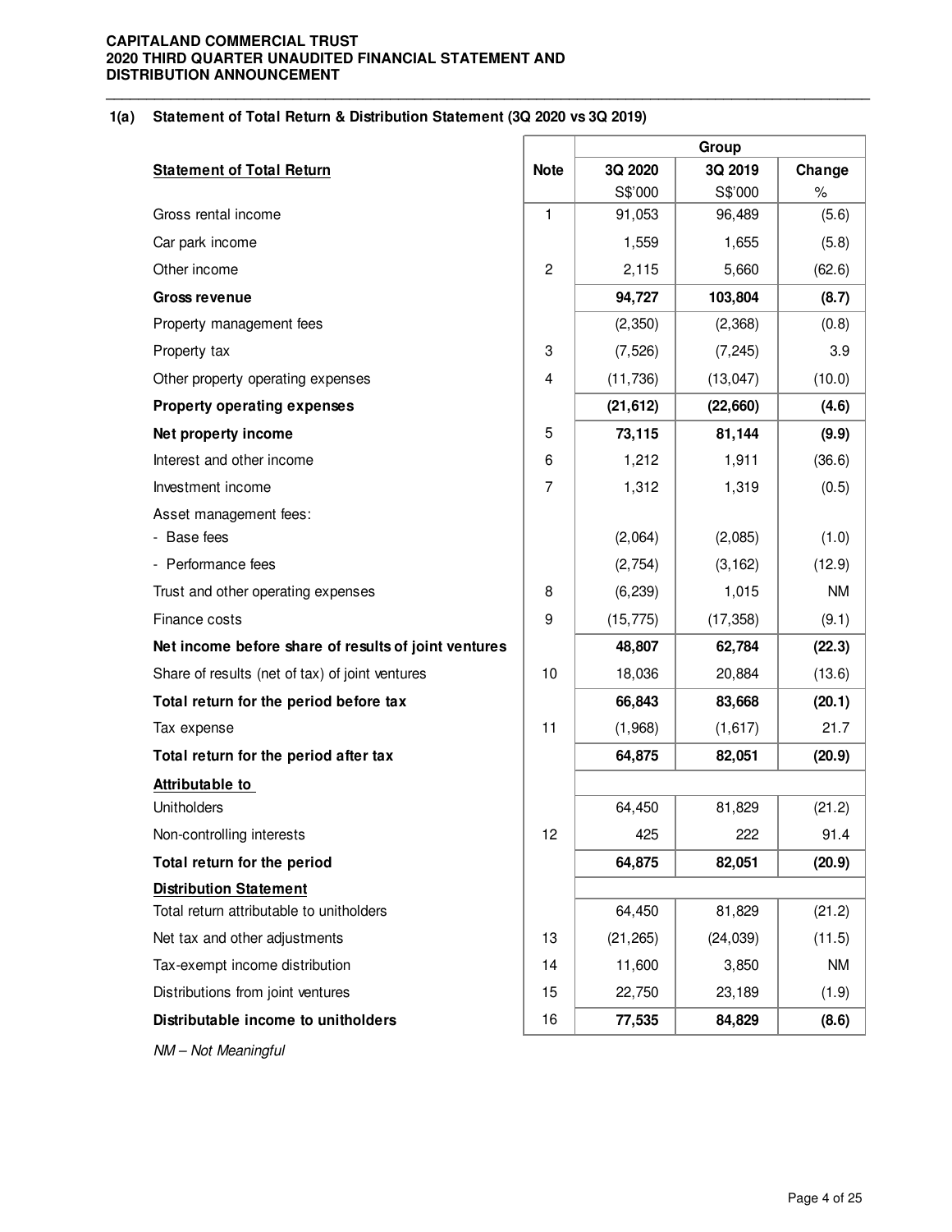## 1(a) Statement of Total Return & Distribution Statement (3Q 2020 vs 3Q 2019)

| | | Group | | |
|---|---|---|---|---|
| **Statement of Total Return** | **Note** | **3Q 2020** | **3Q 2019** | **Change** |
| | | S$'000 | S$'000 | % |
| Gross rental income | 1 | 91,053 | 96,489 | (5.6) |
| Car park income | | 1,559 | 1,655 | (5.8) |
| Other income | 2 | 2,115 | 5,660 | (62.6) |
| **Gross revenue** | | **94,727** | **103,804** | **(8.7)** |
| Property management fees | | (2,350) | (2,368) | (0.8) |
| Property tax | 3 | (7,526) | (7,245) | 3.9 |
| Other property operating expenses | 4 | (11,736) | (13,047) | (10.0) |
| **Property operating expenses** | | **(21,612)** | **(22,660)** | **(4.6)** |
| **Net property income** | 5 | **73,115** | **81,144** | **(9.9)** |
| Interest and other income | 6 | 1,212 | 1,911 | (36.6) |
| Investment income | 7 | 1,312 | 1,319 | (0.5) |
| Asset management fees: | | | | |
| - Base fees | | (2,064) | (2,085) | (1.0) |
| - Performance fees | | (2,754) | (3,162) | (12.9) |
| Trust and other operating expenses | 8 | (6,239) | 1,015 | NM |
| Finance costs | 9 | (15,775) | (17,358) | (9.1) |
| **Net income before share of results of joint ventures** | | **48,807** | **62,784** | **(22.3)** |
| Share of results (net of tax) of joint ventures | 10 | 18,036 | 20,884 | (13.6) |
| **Total return for the period before tax** | | **66,843** | **83,668** | **(20.1)** |
| Tax expense | 11 | (1,968) | (1,617) | 21.7 |
| **Total return for the period after tax** | | **64,875** | **82,051** | **(20.9)** |
| **Attributable to** | | | | |
| Unitholders | | 64,450 | 81,829 | (21.2) |
| Non-controlling interests | 12 | 425 | 222 | 91.4 |
| **Total return for the period** | | **64,875** | **82,051** | **(20.9)** |
| **Distribution Statement** | | | | |
| Total return attributable to unitholders | | 64,450 | 81,829 | (21.2) |
| Net tax and other adjustments | 13 | (21,265) | (24,039) | (11.5) |
| Tax-exempt income distribution | 14 | 11,600 | 3,850 | NM |
| Distributions from joint ventures | 15 | 22,750 | 23,189 | (1.9) |
| **Distributable income to unitholders** | 16 | **77,535** | **84,829** | **(8.6)** |

*NM – Not Meaningful*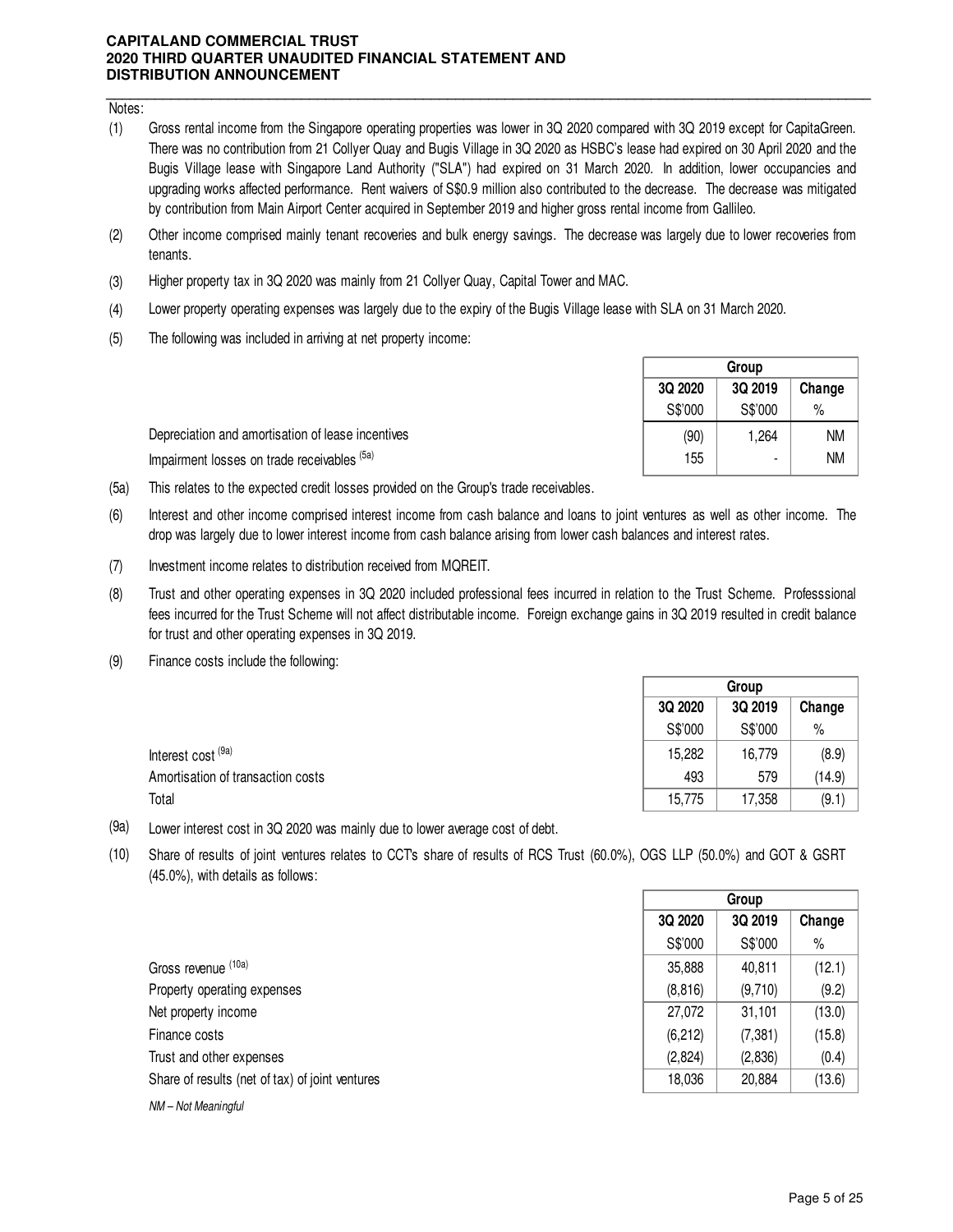Notes:

(1) Gross rental income from the Singapore operating properties was lower in 3Q 2020 compared with 3Q 2019 except for CapitaGreen. There was no contribution from 21 Collyer Quay and Bugis Village in 3Q 2020 as HSBC's lease had expired on 30 April 2020 and the Bugis Village lease with Singapore Land Authority ("SLA") had expired on 31 March 2020. In addition, lower occupancies and upgrading works affected performance. Rent waivers of S$0.9 million also contributed to the decrease. The decrease was mitigated by contribution from Main Airport Center acquired in September 2019 and higher gross rental income from Gallileo.

(2) Other income comprised mainly tenant recoveries and bulk energy savings. The decrease was largely due to lower recoveries from tenants.

(3) Higher property tax in 3Q 2020 was mainly from 21 Collyer Quay, Capital Tower and MAC.

(4) Lower property operating expenses was largely due to the expiry of the Bugis Village lease with SLA on 31 March 2020.

(5) The following was included in arriving at net property income:

| | Group | | |
|---|---|---|---|
| | 3Q 2020 | 3Q 2019 | Change |
| | S$'000 | S$'000 | % |
| Depreciation and amortisation of lease incentives | (90) | 1,264 | NM |
| Impairment losses on trade receivables [5a] | 155 | - | NM |

(5a) This relates to the expected credit losses provided on the Group's trade receivables.

(6) Interest and other income comprised interest income from cash balance and loans to joint ventures as well as other income. The drop was largely due to lower interest income from cash balance arising from lower cash balances and interest rates.

(7) Investment income relates to distribution received from MQREIT.

(8) Trust and other operating expenses in 3Q 2020 included professional fees incurred in relation to the Trust Scheme. Professsional fees incurred for the Trust Scheme will not affect distributable income. Foreign exchange gains in 3Q 2019 resulted in credit balance for trust and other operating expenses in 3Q 2019.

(9) Finance costs include the following:

| | Group | | |
|---|---|---|---|
| | 3Q 2020 | 3Q 2019 | Change |
| | S$'000 | S$'000 | % |
| Interest cost [9a] | 15,282 | 16,779 | (8.9) |
| Amortisation of transaction costs | 493 | 579 | (14.9) |
| Total | 15,775 | 17,358 | (9.1) |

(9a) Lower interest cost in 3Q 2020 was mainly due to lower average cost of debt.

(10) Share of results of joint ventures relates to CCT's share of results of RCS Trust (60.0%), OGS LLP (50.0%) and GOT & GSRT (45.0%), with details as follows:

| | Group | | |
|---|---|---|---|
| | 3Q 2020 | 3Q 2019 | Change |
| | S$'000 | S$'000 | % |
| Gross revenue [10a] | 35,888 | 40,811 | (12.1) |
| Property operating expenses | (8,816) | (9,710) | (9.2) |
| Net property income | 27,072 | 31,101 | (13.0) |
| Finance costs | (6,212) | (7,381) | (15.8) |
| Trust and other expenses | (2,824) | (2,836) | (0.4) |
| Share of results (net of tax) of joint ventures | 18,036 | 20,884 | (13.6) |

*NM – Not Meaningful*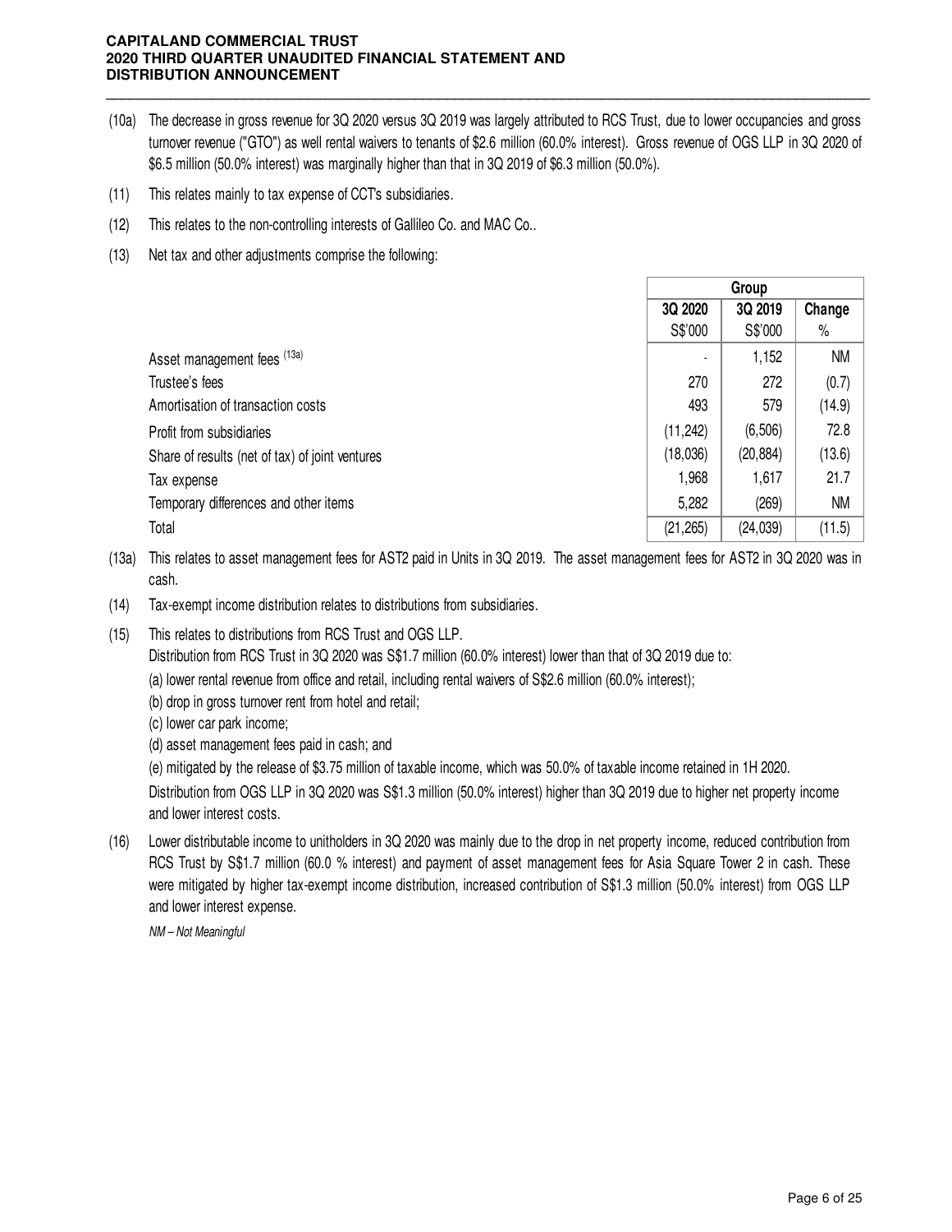(10a) The decrease in gross revenue for 3Q 2020 versus 3Q 2019 was largely attributed to RCS Trust, due to lower occupancies and gross turnover revenue ("GTO") as well rental waivers to tenants of $2.6 million (60.0% interest). Gross revenue of OGS LLP in 3Q 2020 of $6.5 million (50.0% interest) was marginally higher than that in 3Q 2019 of $6.3 million (50.0%).

(11) This relates mainly to tax expense of CCT's subsidiaries.

(12) This relates to the non-controlling interests of Gallileo Co. and MAC Co..

(13) Net tax and other adjustments comprise the following:

| | Group | | |
|---|---|---|---|
| | 3Q 2020 | 3Q 2019 | Change |
| | S$'000 | S$'000 | % |
| Asset management fees (13a) | - | 1,152 | NM |
| Trustee's fees | 270 | 272 | (0.7) |
| Amortisation of transaction costs | 493 | 579 | (14.9) |
| Profit from subsidiaries | (11,242) | (6,506) | 72.8 |
| Share of results (net of tax) of joint ventures | (18,036) | (20,884) | (13.6) |
| Tax expense | 1,968 | 1,617 | 21.7 |
| Temporary differences and other items | 5,282 | (269) | NM |
| Total | (21,265) | (24,039) | (11.5) |

(13a) This relates to asset management fees for AST2 paid in Units in 3Q 2019. The asset management fees for AST2 in 3Q 2020 was in cash.

(14) Tax-exempt income distribution relates to distributions from subsidiaries.

(15) This relates to distributions from RCS Trust and OGS LLP.

Distribution from RCS Trust in 3Q 2020 was S$1.7 million (60.0% interest) lower than that of 3Q 2019 due to:

(a) lower rental revenue from office and retail, including rental waivers of S$2.6 million (60.0% interest);

(b) drop in gross turnover rent from hotel and retail;

(c) lower car park income;

(d) asset management fees paid in cash; and

(e) mitigated by the release of $3.75 million of taxable income, which was 50.0% of taxable income retained in 1H 2020.

Distribution from OGS LLP in 3Q 2020 was S$1.3 million (50.0% interest) higher than 3Q 2019 due to higher net property income and lower interest costs.

(16) Lower distributable income to unitholders in 3Q 2020 was mainly due to the drop in net property income, reduced contribution from RCS Trust by S$1.7 million (60.0 % interest) and payment of asset management fees for Asia Square Tower 2 in cash. These were mitigated by higher tax-exempt income distribution, increased contribution of S$1.3 million (50.0% interest) from OGS LLP and lower interest expense.

*NM – Not Meaningful*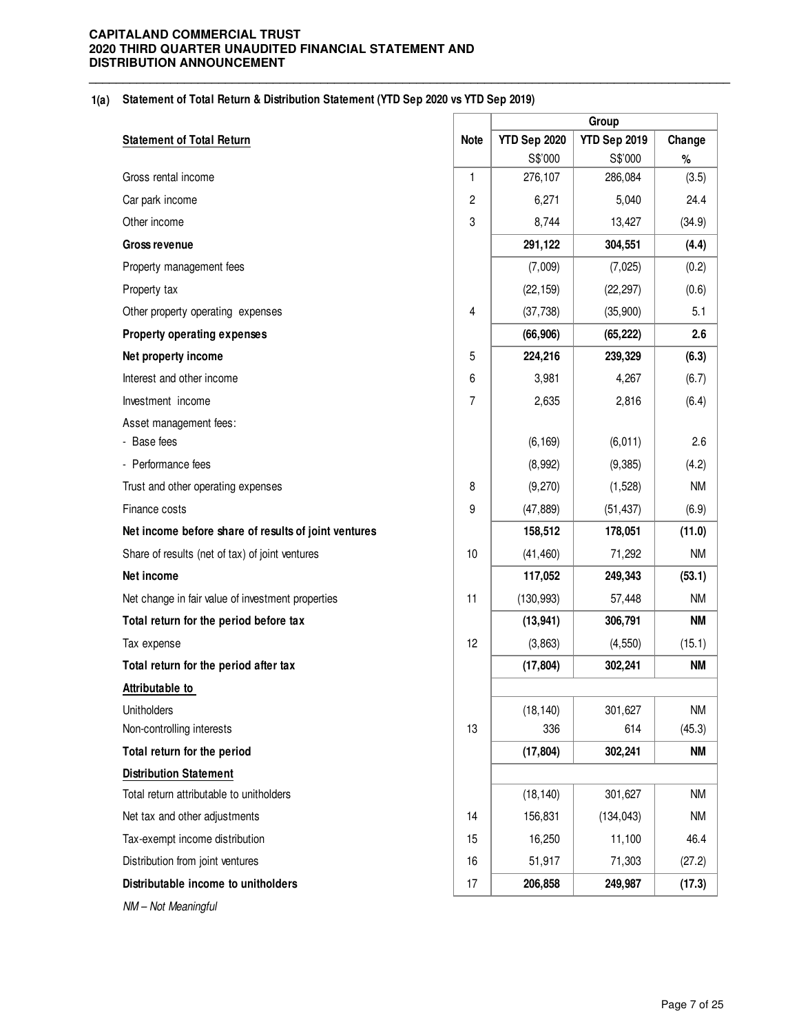**CAPITALAND COMMERCIAL TRUST**
**2020 THIRD QUARTER UNAUDITED FINANCIAL STATEMENT AND DISTRIBUTION ANNOUNCEMENT**

**1(a) Statement of Total Return & Distribution Statement (YTD Sep 2020 vs YTD Sep 2019)**

| | | Group | | |
|---|---|---|---|---|
| **Statement of Total Return** | **Note** | **YTD Sep 2020** | **YTD Sep 2019** | **Change** |
| | | S$'000 | S$'000 | % |
| Gross rental income | 1 | 276,107 | 286,084 | (3.5) |
| Car park income | 2 | 6,271 | 5,040 | 24.4 |
| Other income | 3 | 8,744 | 13,427 | (34.9) |
| **Gross revenue** | | **291,122** | **304,551** | **(4.4)** |
| Property management fees | | (7,009) | (7,025) | (0.2) |
| Property tax | | (22,159) | (22,297) | (0.6) |
| Other property operating expenses | 4 | (37,738) | (35,900) | 5.1 |
| **Property operating expenses** | | **(66,906)** | **(65,222)** | **2.6** |
| **Net property income** | 5 | **224,216** | **239,329** | **(6.3)** |
| Interest and other income | 6 | 3,981 | 4,267 | (6.7) |
| Investment income | 7 | 2,635 | 2,816 | (6.4) |
| Asset management fees: | | | | |
| - Base fees | | (6,169) | (6,011) | 2.6 |
| - Performance fees | | (8,992) | (9,385) | (4.2) |
| Trust and other operating expenses | 8 | (9,270) | (1,528) | NM |
| Finance costs | 9 | (47,889) | (51,437) | (6.9) |
| **Net income before share of results of joint ventures** | | **158,512** | **178,051** | **(11.0)** |
| Share of results (net of tax) of joint ventures | 10 | (41,460) | 71,292 | NM |
| **Net income** | | **117,052** | **249,343** | **(53.1)** |
| Net change in fair value of investment properties | 11 | (130,993) | 57,448 | NM |
| **Total return for the period before tax** | | **(13,941)** | **306,791** | **NM** |
| Tax expense | 12 | (3,863) | (4,550) | (15.1) |
| **Total return for the period after tax** | | **(17,804)** | **302,241** | **NM** |
| **Attributable to** | | | | |
| Unitholders | | (18,140) | 301,627 | NM |
| Non-controlling interests | 13 | 336 | 614 | (45.3) |
| **Total return for the period** | | **(17,804)** | **302,241** | **NM** |
| **Distribution Statement** | | | | |
| Total return attributable to unitholders | | (18,140) | 301,627 | NM |
| Net tax and other adjustments | 14 | 156,831 | (134,043) | NM |
| Tax-exempt income distribution | 15 | 16,250 | 11,100 | 46.4 |
| Distribution from joint ventures | 16 | 51,917 | 71,303 | (27.2) |
| **Distributable income to unitholders** | 17 | **206,858** | **249,987** | **(17.3)** |

*NM – Not Meaningful*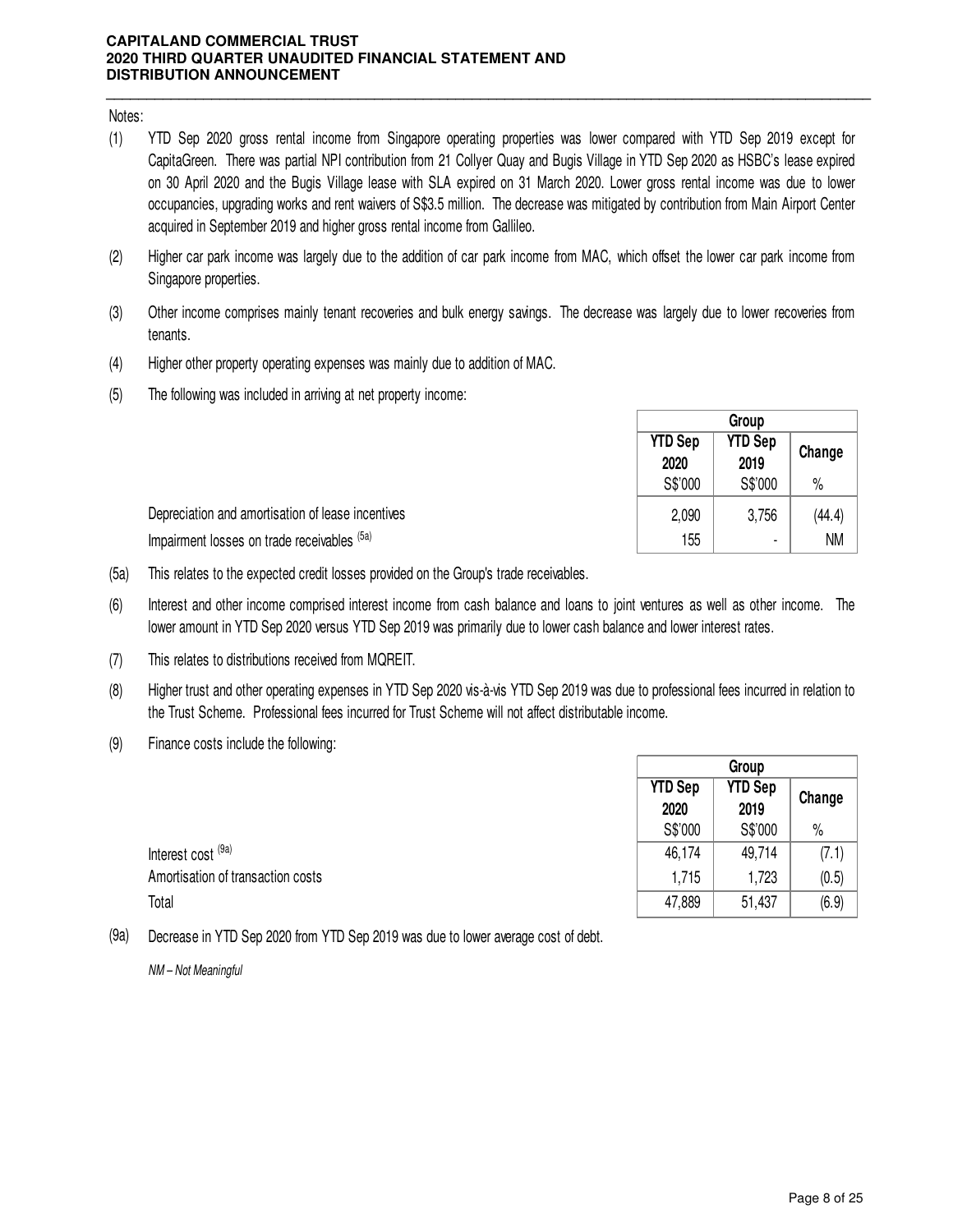Notes:

(1) YTD Sep 2020 gross rental income from Singapore operating properties was lower compared with YTD Sep 2019 except for CapitaGreen. There was partial NPI contribution from 21 Collyer Quay and Bugis Village in YTD Sep 2020 as HSBC's lease expired on 30 April 2020 and the Bugis Village lease with SLA expired on 31 March 2020. Lower gross rental income was due to lower occupancies, upgrading works and rent waivers of S$3.5 million. The decrease was mitigated by contribution from Main Airport Center acquired in September 2019 and higher gross rental income from Gallileo.

(2) Higher car park income was largely due to the addition of car park income from MAC, which offset the lower car park income from Singapore properties.

(3) Other income comprises mainly tenant recoveries and bulk energy savings. The decrease was largely due to lower recoveries from tenants.

(4) Higher other property operating expenses was mainly due to addition of MAC.

(5) The following was included in arriving at net property income:

| | Group | | |
|---|---|---|---|
| | YTD Sep 2020 | YTD Sep 2019 | Change |
| | S$'000 | S$'000 | % |
| Depreciation and amortisation of lease incentives | 2,090 | 3,756 | (44.4) |
| Impairment losses on trade receivables [5a] | 155 | - | NM |

(5a) This relates to the expected credit losses provided on the Group's trade receivables.

(6) Interest and other income comprised interest income from cash balance and loans to joint ventures as well as other income. The lower amount in YTD Sep 2020 versus YTD Sep 2019 was primarily due to lower cash balance and lower interest rates.

(7) This relates to distributions received from MQREIT.

(8) Higher trust and other operating expenses in YTD Sep 2020 vis-à-vis YTD Sep 2019 was due to professional fees incurred in relation to the Trust Scheme. Professional fees incurred for Trust Scheme will not affect distributable income.

(9) Finance costs include the following:

| | Group | | |
|---|---|---|---|
| | YTD Sep 2020 | YTD Sep 2019 | Change |
| | S$'000 | S$'000 | % |
| Interest cost [9a] | 46,174 | 49,714 | (7.1) |
| Amortisation of transaction costs | 1,715 | 1,723 | (0.5) |
| Total | 47,889 | 51,437 | (6.9) |

(9a) Decrease in YTD Sep 2020 from YTD Sep 2019 was due to lower average cost of debt.

*NM – Not Meaningful*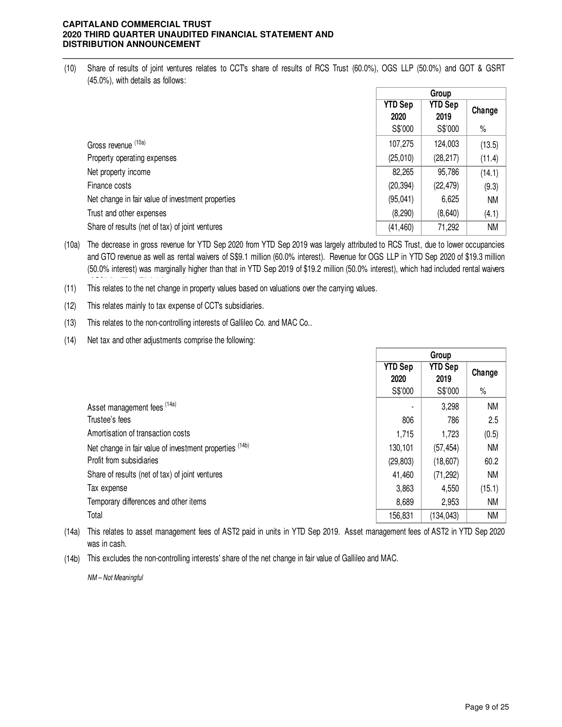(10) Share of results of joint ventures relates to CCT's share of results of RCS Trust (60.0%), OGS LLP (50.0%) and GOT & GSRT (45.0%), with details as follows:

| | Group | | |
|---|---|---|---|
| | YTD Sep 2020 | YTD Sep 2019 | Change |
| | S$'000 | S$'000 | % |
| Gross revenue (10a) | 107,275 | 124,003 | (13.5) |
| Property operating expenses | (25,010) | (28,217) | (11.4) |
| Net property income | 82,265 | 95,786 | (14.1) |
| Finance costs | (20,394) | (22,479) | (9.3) |
| Net change in fair value of investment properties | (95,041) | 6,625 | NM |
| Trust and other expenses | (8,290) | (8,640) | (4.1) |
| Share of results (net of tax) of joint ventures | (41,460) | 71,292 | NM |

(10a) The decrease in gross revenue for YTD Sep 2020 from YTD Sep 2019 was largely attributed to RCS Trust, due to lower occupancies and GTO revenue as well as rental waivers of S$9.1 million (60.0% interest). Revenue for OGS LLP in YTD Sep 2020 of $19.3 million (50.0% interest) was marginally higher than that in YTD Sep 2019 of $19.2 million (50.0% interest), which had included rental waivers

(11) This relates to the net change in property values based on valuations over the carrying values.

(12) This relates mainly to tax expense of CCT's subsidiaries.

(13) This relates to the non-controlling interests of Gallileo Co. and MAC Co..

(14) Net tax and other adjustments comprise the following:

| | Group | | |
|---|---|---|---|
| | YTD Sep 2020 | YTD Sep 2019 | Change |
| | S$'000 | S$'000 | % |
| Asset management fees (14a) | - | 3,298 | NM |
| Trustee's fees | 806 | 786 | 2.5 |
| Amortisation of transaction costs | 1,715 | 1,723 | (0.5) |
| Net change in fair value of investment properties (14b) | 130,101 | (57,454) | NM |
| Profit from subsidiaries | (29,803) | (18,607) | 60.2 |
| Share of results (net of tax) of joint ventures | 41,460 | (71,292) | NM |
| Tax expense | 3,863 | 4,550 | (15.1) |
| Temporary differences and other items | 8,689 | 2,953 | NM |
| Total | 156,831 | (134,043) | NM |

(14a) This relates to asset management fees of AST2 paid in units in YTD Sep 2019. Asset management fees of AST2 in YTD Sep 2020 was in cash.

(14b) This excludes the non-controlling interests' share of the net change in fair value of Gallileo and MAC.

*NM – Not Meaningful*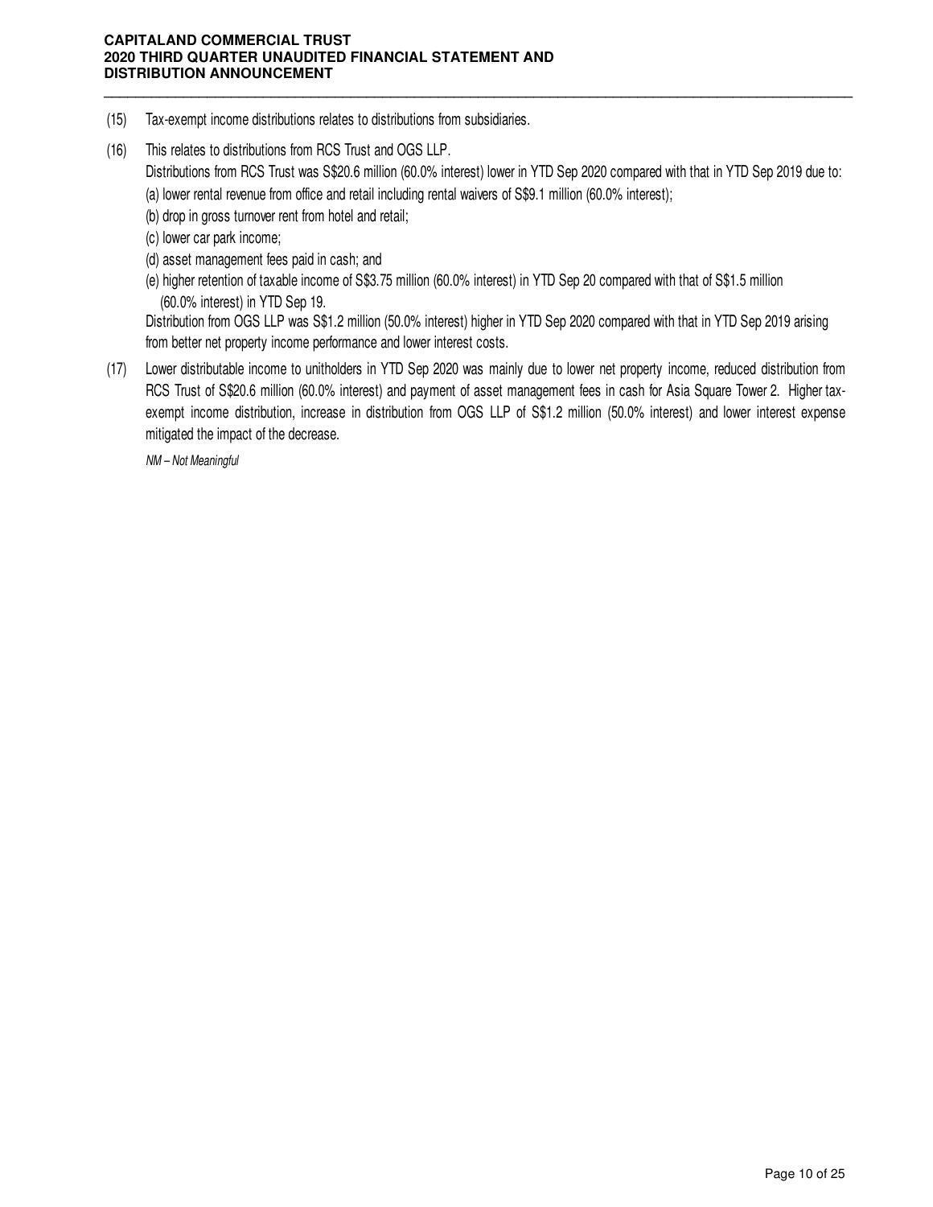(15) Tax-exempt income distributions relates to distributions from subsidiaries.

(16) This relates to distributions from RCS Trust and OGS LLP.

Distributions from RCS Trust was S$20.6 million (60.0% interest) lower in YTD Sep 2020 compared with that in YTD Sep 2019 due to:

(a) lower rental revenue from office and retail including rental waivers of S$9.1 million (60.0% interest);

(b) drop in gross turnover rent from hotel and retail;

(c) lower car park income;

(d) asset management fees paid in cash; and

(e) higher retention of taxable income of S$3.75 million (60.0% interest) in YTD Sep 20 compared with that of S$1.5 million (60.0% interest) in YTD Sep 19.

Distribution from OGS LLP was S$1.2 million (50.0% interest) higher in YTD Sep 2020 compared with that in YTD Sep 2019 arising from better net property income performance and lower interest costs.

(17) Lower distributable income to unitholders in YTD Sep 2020 was mainly due to lower net property income, reduced distribution from RCS Trust of S$20.6 million (60.0% interest) and payment of asset management fees in cash for Asia Square Tower 2. Higher tax-exempt income distribution, increase in distribution from OGS LLP of S$1.2 million (50.0% interest) and lower interest expense mitigated the impact of the decrease.

*NM – Not Meaningful*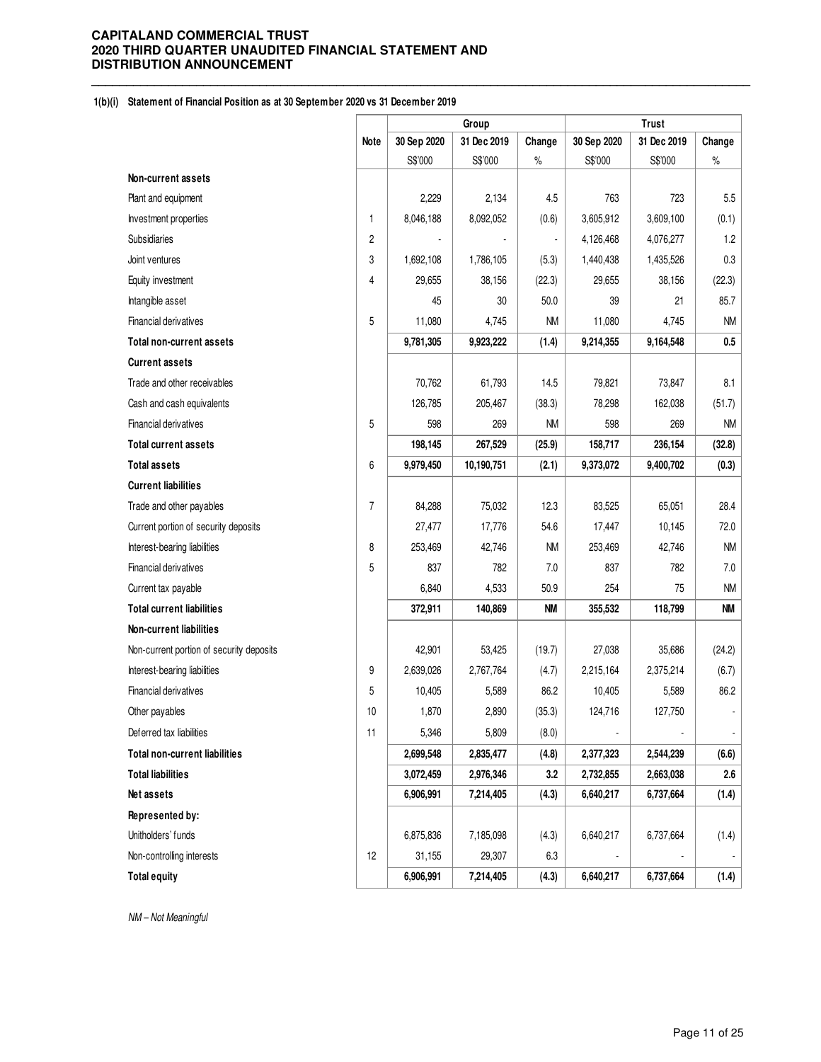# CAPITALAND COMMERCIAL TRUST
# 2020 THIRD QUARTER UNAUDITED FINANCIAL STATEMENT AND DISTRIBUTION ANNOUNCEMENT

**1(b)(i) Statement of Financial Position as at 30 September 2020 vs 31 December 2019**

| | Note | Group | | | Trust | | |
|---|---|---|---|---|---|---|---|
| | | 30 Sep 2020 | 31 Dec 2019 | Change | 30 Sep 2020 | 31 Dec 2019 | Change |
| | | S$'000 | S$'000 | % | S$'000 | S$'000 | % |
| **Non-current assets** | | | | | | | |
| Plant and equipment | | 2,229 | 2,134 | 4.5 | 763 | 723 | 5.5 |
| Investment properties | 1 | 8,046,188 | 8,092,052 | (0.6) | 3,605,912 | 3,609,100 | (0.1) |
| Subsidiaries | 2 | - | - | - | 4,126,468 | 4,076,277 | 1.2 |
| Joint ventures | 3 | 1,692,108 | 1,786,105 | (5.3) | 1,440,438 | 1,435,526 | 0.3 |
| Equity investment | 4 | 29,655 | 38,156 | (22.3) | 29,655 | 38,156 | (22.3) |
| Intangible asset | | 45 | 30 | 50.0 | 39 | 21 | 85.7 |
| Financial derivatives | 5 | 11,080 | 4,745 | NM | 11,080 | 4,745 | NM |
| **Total non-current assets** | | **9,781,305** | **9,923,222** | **(1.4)** | **9,214,355** | **9,164,548** | **0.5** |
| **Current assets** | | | | | | | |
| Trade and other receivables | | 70,762 | 61,793 | 14.5 | 79,821 | 73,847 | 8.1 |
| Cash and cash equivalents | | 126,785 | 205,467 | (38.3) | 78,298 | 162,038 | (51.7) |
| Financial derivatives | 5 | 598 | 269 | NM | 598 | 269 | NM |
| **Total current assets** | | **198,145** | **267,529** | **(25.9)** | **158,717** | **236,154** | **(32.8)** |
| **Total assets** | 6 | **9,979,450** | **10,190,751** | **(2.1)** | **9,373,072** | **9,400,702** | **(0.3)** |
| **Current liabilities** | | | | | | | |
| Trade and other payables | 7 | 84,288 | 75,032 | 12.3 | 83,525 | 65,051 | 28.4 |
| Current portion of security deposits | | 27,477 | 17,776 | 54.6 | 17,447 | 10,145 | 72.0 |
| Interest-bearing liabilities | 8 | 253,469 | 42,746 | NM | 253,469 | 42,746 | NM |
| Financial derivatives | 5 | 837 | 782 | 7.0 | 837 | 782 | 7.0 |
| Current tax payable | | 6,840 | 4,533 | 50.9 | 254 | 75 | NM |
| **Total current liabilities** | | **372,911** | **140,869** | **NM** | **355,532** | **118,799** | **NM** |
| **Non-current liabilities** | | | | | | | |
| Non-current portion of security deposits | | 42,901 | 53,425 | (19.7) | 27,038 | 35,686 | (24.2) |
| Interest-bearing liabilities | 9 | 2,639,026 | 2,767,764 | (4.7) | 2,215,164 | 2,375,214 | (6.7) |
| Financial derivatives | 5 | 10,405 | 5,589 | 86.2 | 10,405 | 5,589 | 86.2 |
| Other payables | 10 | 1,870 | 2,890 | (35.3) | 124,716 | 127,750 | - |
| Deferred tax liabilities | 11 | 5,346 | 5,809 | (8.0) | - | - | - |
| **Total non-current liabilities** | | **2,699,548** | **2,835,477** | **(4.8)** | **2,377,323** | **2,544,239** | **(6.6)** |
| **Total liabilities** | | **3,072,459** | **2,976,346** | **3.2** | **2,732,855** | **2,663,038** | **2.6** |
| **Net assets** | | **6,906,991** | **7,214,405** | **(4.3)** | **6,640,217** | **6,737,664** | **(1.4)** |
| **Represented by:** | | | | | | | |
| Unitholders' funds | | 6,875,836 | 7,185,098 | (4.3) | 6,640,217 | 6,737,664 | (1.4) |
| Non-controlling interests | 12 | 31,155 | 29,307 | 6.3 | - | - | - |
| **Total equity** | | **6,906,991** | **7,214,405** | **(4.3)** | **6,640,217** | **6,737,664** | **(1.4)** |

*NM – Not Meaningful*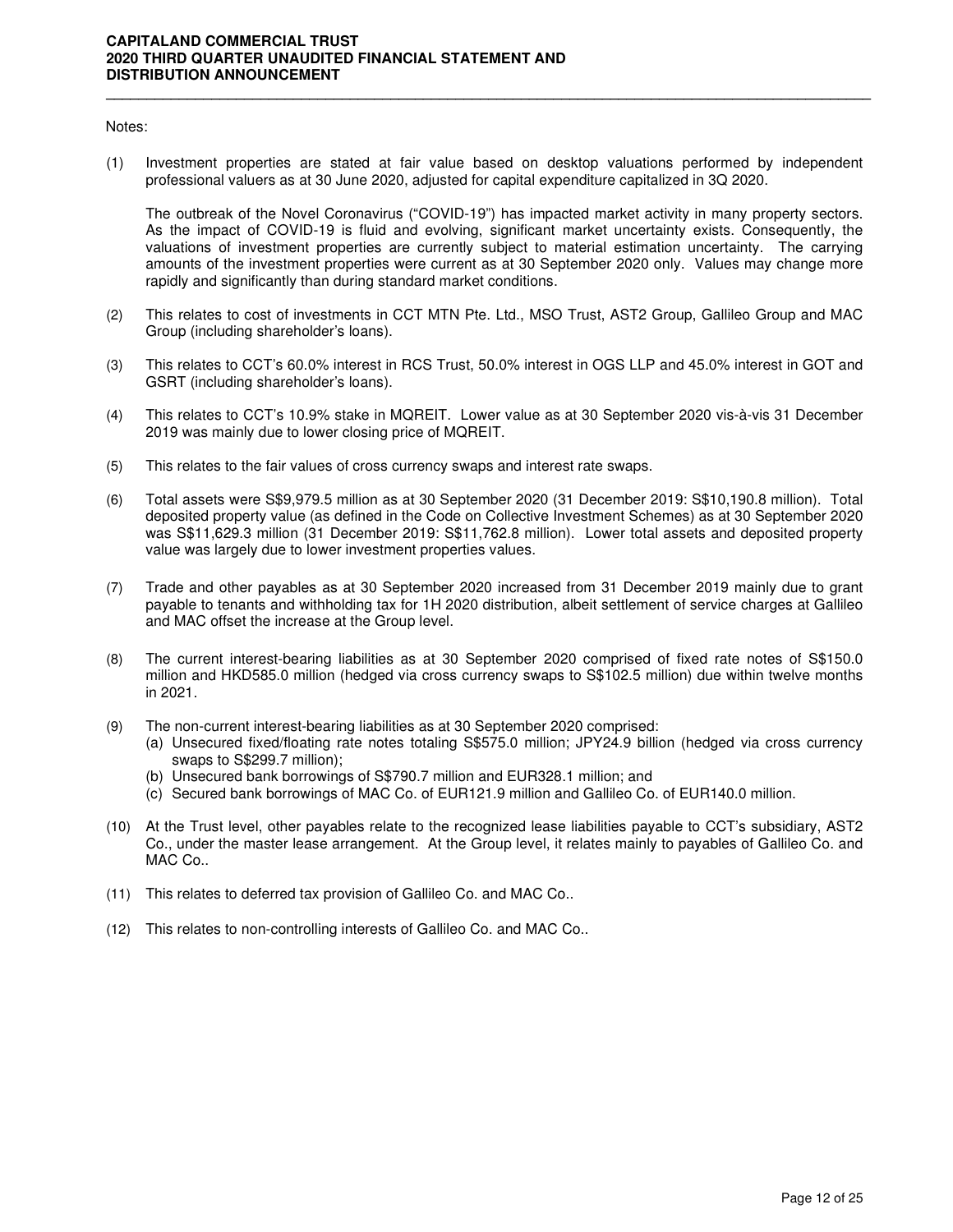Notes:

(1) Investment properties are stated at fair value based on desktop valuations performed by independent professional valuers as at 30 June 2020, adjusted for capital expenditure capitalized in 3Q 2020.

The outbreak of the Novel Coronavirus ("COVID-19") has impacted market activity in many property sectors. As the impact of COVID-19 is fluid and evolving, significant market uncertainty exists. Consequently, the valuations of investment properties are currently subject to material estimation uncertainty. The carrying amounts of the investment properties were current as at 30 September 2020 only. Values may change more rapidly and significantly than during standard market conditions.

(2) This relates to cost of investments in CCT MTN Pte. Ltd., MSO Trust, AST2 Group, Gallileo Group and MAC Group (including shareholder's loans).

(3) This relates to CCT's 60.0% interest in RCS Trust, 50.0% interest in OGS LLP and 45.0% interest in GOT and GSRT (including shareholder's loans).

(4) This relates to CCT's 10.9% stake in MQREIT. Lower value as at 30 September 2020 vis-à-vis 31 December 2019 was mainly due to lower closing price of MQREIT.

(5) This relates to the fair values of cross currency swaps and interest rate swaps.

(6) Total assets were S$9,979.5 million as at 30 September 2020 (31 December 2019: S$10,190.8 million). Total deposited property value (as defined in the Code on Collective Investment Schemes) as at 30 September 2020 was S$11,629.3 million (31 December 2019: S$11,762.8 million). Lower total assets and deposited property value was largely due to lower investment properties values.

(7) Trade and other payables as at 30 September 2020 increased from 31 December 2019 mainly due to grant payable to tenants and withholding tax for 1H 2020 distribution, albeit settlement of service charges at Gallileo and MAC offset the increase at the Group level.

(8) The current interest-bearing liabilities as at 30 September 2020 comprised of fixed rate notes of S$150.0 million and HKD585.0 million (hedged via cross currency swaps to S$102.5 million) due within twelve months in 2021.

(9) The non-current interest-bearing liabilities as at 30 September 2020 comprised:
   (a) Unsecured fixed/floating rate notes totaling S$575.0 million; JPY24.9 billion (hedged via cross currency swaps to S$299.7 million);
   (b) Unsecured bank borrowings of S$790.7 million and EUR328.1 million; and
   (c) Secured bank borrowings of MAC Co. of EUR121.9 million and Gallileo Co. of EUR140.0 million.

(10) At the Trust level, other payables relate to the recognized lease liabilities payable to CCT's subsidiary, AST2 Co., under the master lease arrangement. At the Group level, it relates mainly to payables of Gallileo Co. and MAC Co..

(11) This relates to deferred tax provision of Gallileo Co. and MAC Co..

(12) This relates to non-controlling interests of Gallileo Co. and MAC Co..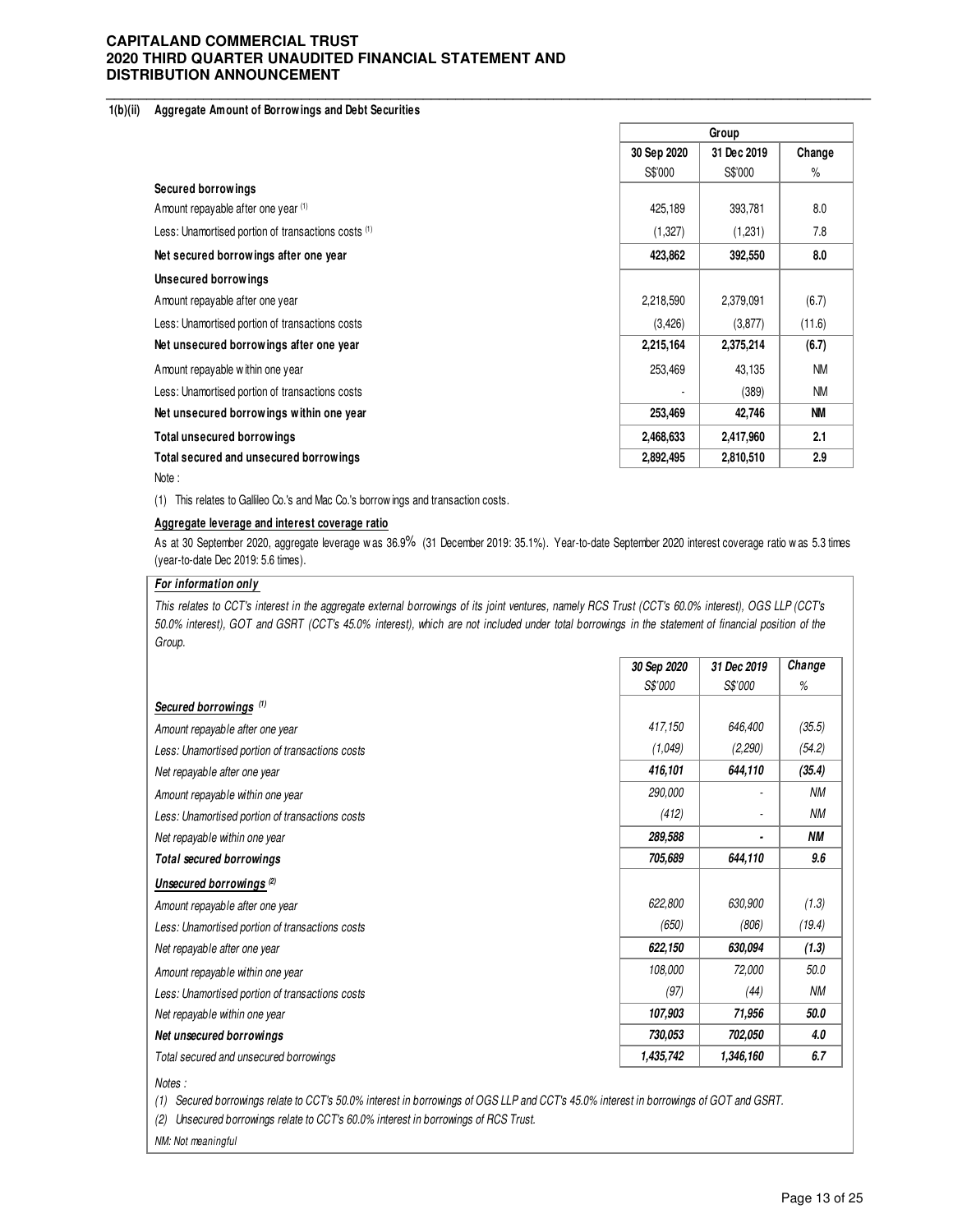#### 1(b)(ii) Aggregate Amount of Borrowings and Debt Securities

| | Group | | |
|---|---|---|---|
| | 30 Sep 2020 | 31 Dec 2019 | Change |
| | S$'000 | S$'000 | % |
| **Secured borrowings** | | | |
| Amount repayable after one year [(1)] | 425,189 | 393,781 | 8.0 |
| Less: Unamortised portion of transactions costs [(1)] | (1,327) | (1,231) | 7.8 |
| **Net secured borrowings after one year** | **423,862** | **392,550** | **8.0** |
| **Unsecured borrowings** | | | |
| Amount repayable after one year | 2,218,590 | 2,379,091 | (6.7) |
| Less: Unamortised portion of transactions costs | (3,426) | (3,877) | (11.6) |
| **Net unsecured borrowings after one year** | **2,215,164** | **2,375,214** | **(6.7)** |
| Amount repayable within one year | 253,469 | 43,135 | NM |
| Less: Unamortised portion of transactions costs | - | (389) | NM |
| **Net unsecured borrowings within one year** | **253,469** | **42,746** | **NM** |
| **Total unsecured borrowings** | **2,468,633** | **2,417,960** | **2.1** |
| **Total secured and unsecured borrowings** | **2,892,495** | **2,810,510** | **2.9** |

Note :

(1) This relates to Gallileo Co.'s and Mac Co.'s borrowings and transaction costs.

**Aggregate leverage and interest coverage ratio**

As at 30 September 2020, aggregate leverage was 36.9% (31 December 2019: 35.1%). Year-to-date September 2020 interest coverage ratio was 5.3 times (year-to-date Dec 2019: 5.6 times).

***For information only***

*This relates to CCT's interest in the aggregate external borrowings of its joint ventures, namely RCS Trust (CCT's 60.0% interest), OGS LLP (CCT's 50.0% interest), GOT and GSRT (CCT's 45.0% interest), which are not included under total borrowings in the statement of financial position of the Group.*

| | *30 Sep 2020* | *31 Dec 2019* | ***Change*** |
|---|---|---|---|
| | *S$'000* | *S$'000* | *%* |
| ***Secured borrowings [(1)]*** | | | |
| *Amount repayable after one year* | *417,150* | *646,400* | *(35.5)* |
| *Less: Unamortised portion of transactions costs* | *(1,049)* | *(2,290)* | *(54.2)* |
| *Net repayable after one year* | ***416,101*** | ***644,110*** | ***(35.4)*** |
| *Amount repayable within one year* | *290,000* | *-* | *NM* |
| *Less: Unamortised portion of transactions costs* | *(412)* | *-* | *NM* |
| *Net repayable within one year* | ***289,588*** | ***-*** | ***NM*** |
| ***Total secured borrowings*** | ***705,689*** | ***644,110*** | ***9.6*** |
| ***Unsecured borrowings [(2)]*** | | | |
| *Amount repayable after one year* | *622,800* | *630,900* | *(1.3)* |
| *Less: Unamortised portion of transactions costs* | *(650)* | *(806)* | *(19.4)* |
| *Net repayable after one year* | ***622,150*** | ***630,094*** | ***(1.3)*** |
| *Amount repayable within one year* | *108,000* | *72,000* | *50.0* |
| *Less: Unamortised portion of transactions costs* | *(97)* | *(44)* | *NM* |
| *Net repayable within one year* | ***107,903*** | ***71,956*** | ***50.0*** |
| ***Net unsecured borrowings*** | ***730,053*** | ***702,050*** | ***4.0*** |
| *Total secured and unsecured borrowings* | ***1,435,742*** | ***1,346,160*** | ***6.7*** |

*Notes :*

*(1) Secured borrowings relate to CCT's 50.0% interest in borrowings of OGS LLP and CCT's 45.0% interest in borrowings of GOT and GSRT.*

*(2) Unsecured borrowings relate to CCT's 60.0% interest in borrowings of RCS Trust.*

*NM: Not meaningful*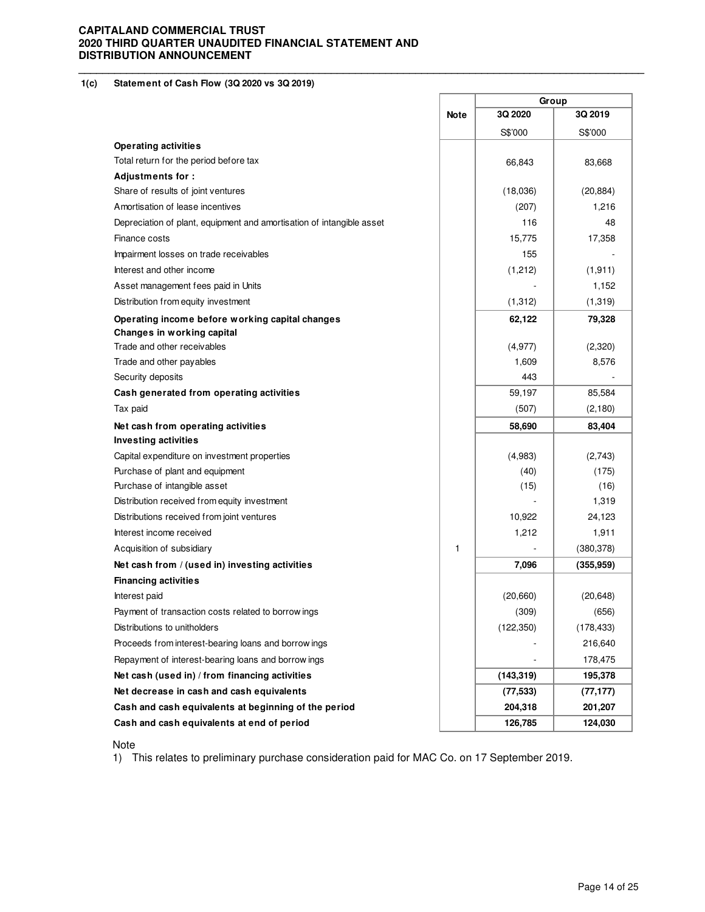### 1(c) Statement of Cash Flow (3Q 2020 vs 3Q 2019)

| | Note | Group | |
|---|---|---|---|
| | | 3Q 2020 | 3Q 2019 |
| | | S$'000 | S$'000 |
| **Operating activities** | | | |
| Total return for the period before tax | | 66,843 | 83,668 |
| **Adjustments for :** | | | |
| Share of results of joint ventures | | (18,036) | (20,884) |
| Amortisation of lease incentives | | (207) | 1,216 |
| Depreciation of plant, equipment and amortisation of intangible asset | | 116 | 48 |
| Finance costs | | 15,775 | 17,358 |
| Impairment losses on trade receivables | | 155 | - |
| Interest and other income | | (1,212) | (1,911) |
| Asset management fees paid in Units | | - | 1,152 |
| Distribution from equity investment | | (1,312) | (1,319) |
| **Operating income before working capital changes** | | **62,122** | **79,328** |
| **Changes in working capital** | | | |
| Trade and other receivables | | (4,977) | (2,320) |
| Trade and other payables | | 1,609 | 8,576 |
| Security deposits | | 443 | - |
| **Cash generated from operating activities** | | 59,197 | 85,584 |
| Tax paid | | (507) | (2,180) |
| **Net cash from operating activities** | | **58,690** | **83,404** |
| **Investing activities** | | | |
| Capital expenditure on investment properties | | (4,983) | (2,743) |
| Purchase of plant and equipment | | (40) | (175) |
| Purchase of intangible asset | | (15) | (16) |
| Distribution received from equity investment | | - | 1,319 |
| Distributions received from joint ventures | | 10,922 | 24,123 |
| Interest income received | | 1,212 | 1,911 |
| Acquisition of subsidiary | 1 | - | (380,378) |
| **Net cash from / (used in) investing activities** | | **7,096** | **(355,959)** |
| **Financing activities** | | | |
| Interest paid | | (20,660) | (20,648) |
| Payment of transaction costs related to borrowings | | (309) | (656) |
| Distributions to unitholders | | (122,350) | (178,433) |
| Proceeds from interest-bearing loans and borrowings | | - | 216,640 |
| Repayment of interest-bearing loans and borrowings | | - | 178,475 |
| **Net cash (used in) / from financing activities** | | **(143,319)** | **195,378** |
| **Net decrease in cash and cash equivalents** | | **(77,533)** | **(77,177)** |
| **Cash and cash equivalents at beginning of the period** | | **204,318** | **201,207** |
| **Cash and cash equivalents at end of period** | | **126,785** | **124,030** |

Note

1) This relates to preliminary purchase consideration paid for MAC Co. on 17 September 2019.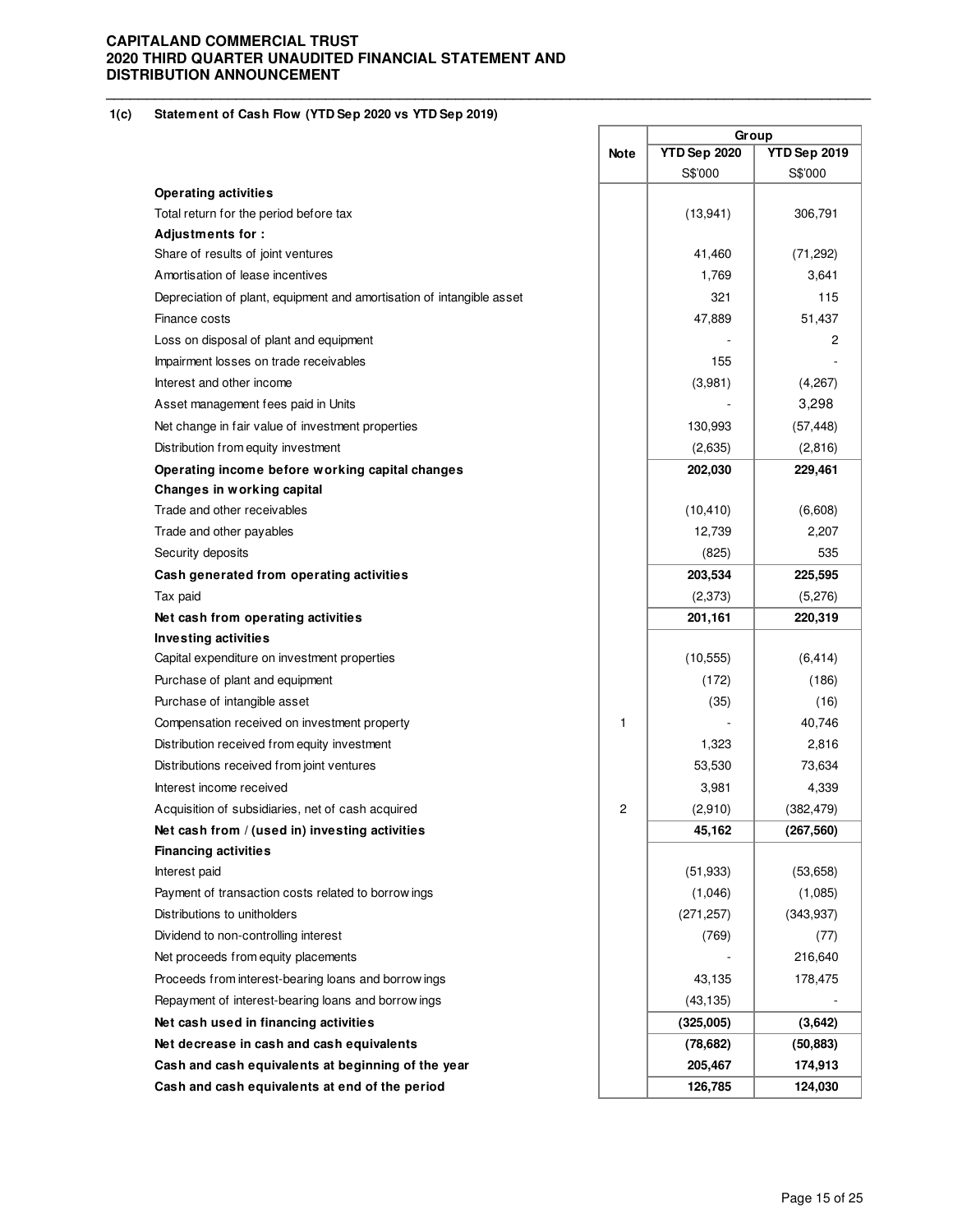**1(c) Statement of Cash Flow (YTD Sep 2020 vs YTD Sep 2019)**

| | Note | Group | |
|---|---|---|---|
| | | YTD Sep 2020 | YTD Sep 2019 |
| | | S$'000 | S$'000 |
| **Operating activities** | | | |
| Total return for the period before tax | | (13,941) | 306,791 |
| **Adjustments for :** | | | |
| Share of results of joint ventures | | 41,460 | (71,292) |
| Amortisation of lease incentives | | 1,769 | 3,641 |
| Depreciation of plant, equipment and amortisation of intangible asset | | 321 | 115 |
| Finance costs | | 47,889 | 51,437 |
| Loss on disposal of plant and equipment | | - | 2 |
| Impairment losses on trade receivables | | 155 | - |
| Interest and other income | | (3,981) | (4,267) |
| Asset management fees paid in Units | | - | 3,298 |
| Net change in fair value of investment properties | | 130,993 | (57,448) |
| Distribution from equity investment | | (2,635) | (2,816) |
| **Operating income before working capital changes** | | **202,030** | **229,461** |
| **Changes in working capital** | | | |
| Trade and other receivables | | (10,410) | (6,608) |
| Trade and other payables | | 12,739 | 2,207 |
| Security deposits | | (825) | 535 |
| **Cash generated from operating activities** | | **203,534** | **225,595** |
| Tax paid | | (2,373) | (5,276) |
| **Net cash from operating activities** | | **201,161** | **220,319** |
| **Investing activities** | | | |
| Capital expenditure on investment properties | | (10,555) | (6,414) |
| Purchase of plant and equipment | | (172) | (186) |
| Purchase of intangible asset | | (35) | (16) |
| Compensation received on investment property | 1 | - | 40,746 |
| Distribution received from equity investment | | 1,323 | 2,816 |
| Distributions received from joint ventures | | 53,530 | 73,634 |
| Interest income received | | 3,981 | 4,339 |
| Acquisition of subsidiaries, net of cash acquired | 2 | (2,910) | (382,479) |
| **Net cash from / (used in) investing activities** | | **45,162** | **(267,560)** |
| **Financing activities** | | | |
| Interest paid | | (51,933) | (53,658) |
| Payment of transaction costs related to borrowings | | (1,046) | (1,085) |
| Distributions to unitholders | | (271,257) | (343,937) |
| Dividend to non-controlling interest | | (769) | (77) |
| Net proceeds from equity placements | | - | 216,640 |
| Proceeds from interest-bearing loans and borrowings | | 43,135 | 178,475 |
| Repayment of interest-bearing loans and borrowings | | (43,135) | - |
| **Net cash used in financing activities** | | **(325,005)** | **(3,642)** |
| **Net decrease in cash and cash equivalents** | | **(78,682)** | **(50,883)** |
| **Cash and cash equivalents at beginning of the year** | | **205,467** | **174,913** |
| **Cash and cash equivalents at end of the period** | | **126,785** | **124,030** |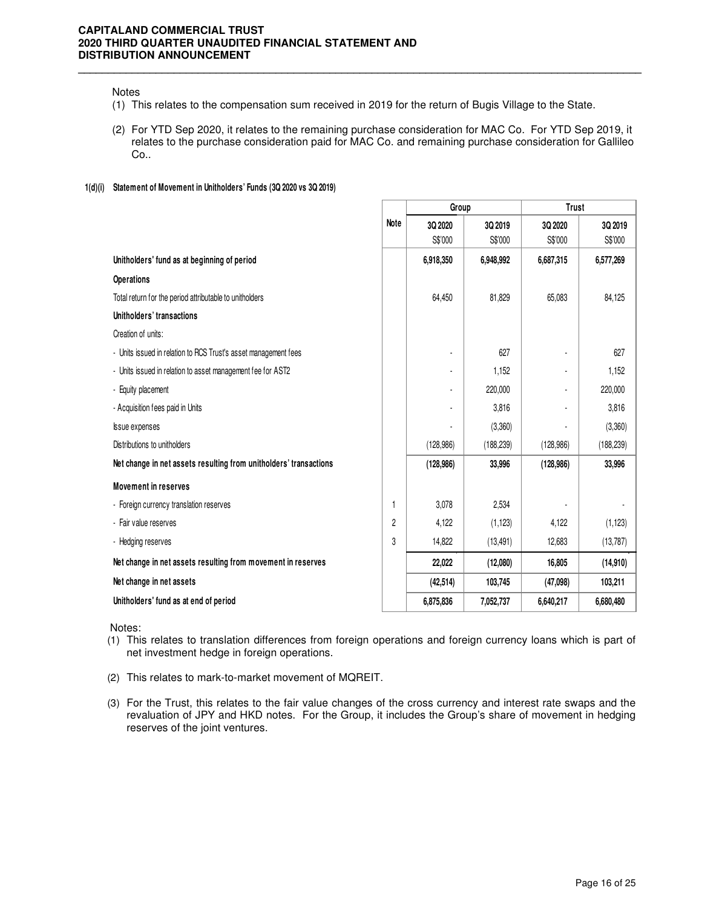Notes

(1) This relates to the compensation sum received in 2019 for the return of Bugis Village to the State.

(2) For YTD Sep 2020, it relates to the remaining purchase consideration for MAC Co. For YTD Sep 2019, it relates to the purchase consideration paid for MAC Co. and remaining purchase consideration for Gallileo Co..

**1(d)(i) Statement of Movement in Unitholders' Funds (3Q 2020 vs 3Q 2019)**

| | Note | Group | | Trust | |
|---|---|---|---|---|---|
| | | 3Q 2020 | 3Q 2019 | 3Q 2020 | 3Q 2019 |
| | | S$'000 | S$'000 | S$'000 | S$'000 |
| **Unitholders' fund as at beginning of period** | | **6,918,350** | **6,948,992** | **6,687,315** | **6,577,269** |
| **Operations** | | | | | |
| Total return for the period attributable to unitholders | | 64,450 | 81,829 | 65,083 | 84,125 |
| **Unitholders' transactions** | | | | | |
| Creation of units: | | | | | |
| - Units issued in relation to RCS Trust's asset management fees | | - | 627 | - | 627 |
| - Units issued in relation to asset management fee for AST2 | | - | 1,152 | - | 1,152 |
| - Equity placement | | - | 220,000 | - | 220,000 |
| - Acquisition fees paid in Units | | - | 3,816 | - | 3,816 |
| Issue expenses | | - | (3,360) | - | (3,360) |
| Distributions to unitholders | | (128,986) | (188,239) | (128,986) | (188,239) |
| **Net change in net assets resulting from unitholders' transactions** | | **(128,986)** | **33,996** | **(128,986)** | **33,996** |
| **Movement in reserves** | | | | | |
| - Foreign currency translation reserves | 1 | 3,078 | 2,534 | - | - |
| - Fair value reserves | 2 | 4,122 | (1,123) | 4,122 | (1,123) |
| - Hedging reserves | 3 | 14,822 | (13,491) | 12,683 | (13,787) |
| **Net change in net assets resulting from movement in reserves** | | **22,022** | **(12,080)** | **16,805** | **(14,910)** |
| **Net change in net assets** | | **(42,514)** | **103,745** | **(47,098)** | **103,211** |
| **Unitholders' fund as at end of period** | | **6,875,836** | **7,052,737** | **6,640,217** | **6,680,480** |

Notes:

(1) This relates to translation differences from foreign operations and foreign currency loans which is part of net investment hedge in foreign operations.

(2) This relates to mark-to-market movement of MQREIT.

(3) For the Trust, this relates to the fair value changes of the cross currency and interest rate swaps and the revaluation of JPY and HKD notes. For the Group, it includes the Group's share of movement in hedging reserves of the joint ventures.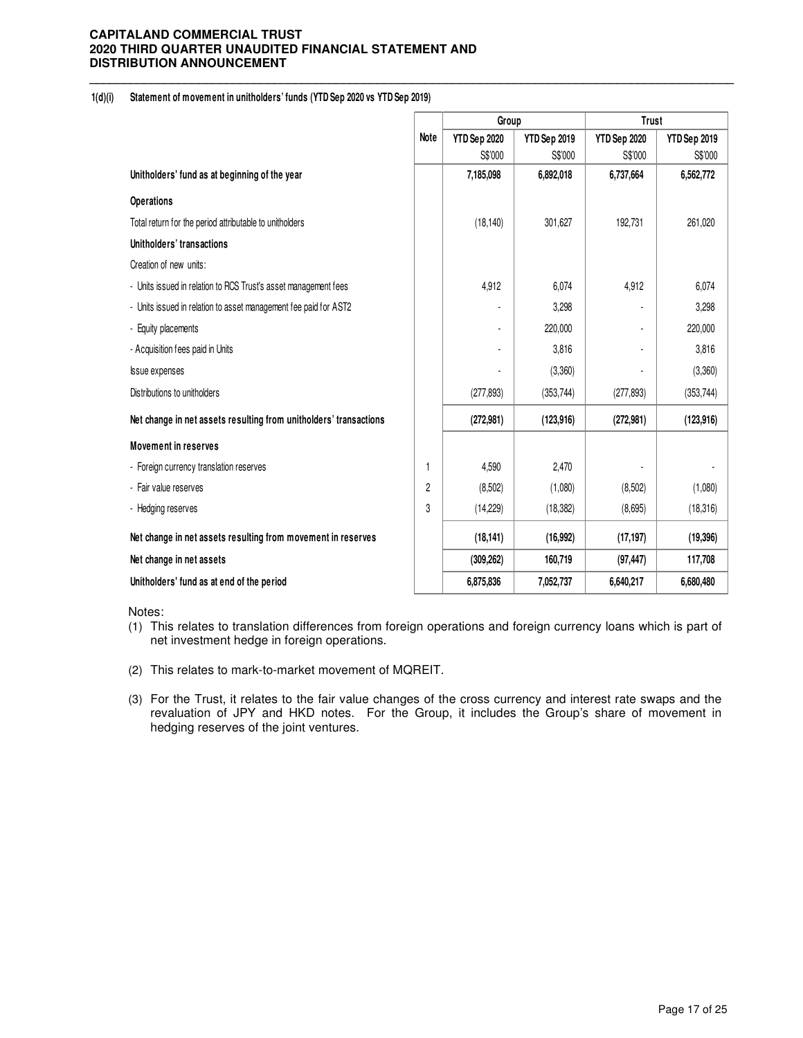**CAPITALAND COMMERCIAL TRUST**
**2020 THIRD QUARTER UNAUDITED FINANCIAL STATEMENT AND DISTRIBUTION ANNOUNCEMENT**

**1(d)(i) Statement of movement in unitholders' funds (YTD Sep 2020 vs YTD Sep 2019)**

| | Note | Group | | Trust | |
|---|---|---|---|---|---|
| | | YTD Sep 2020 | YTD Sep 2019 | YTD Sep 2020 | YTD Sep 2019 |
| | | S$'000 | S$'000 | S$'000 | S$'000 |
| **Unitholders' fund as at beginning of the year** | | **7,185,098** | **6,892,018** | **6,737,664** | **6,562,772** |
| **Operations** | | | | | |
| Total return for the period attributable to unitholders | | (18,140) | 301,627 | 192,731 | 261,020 |
| **Unitholders' transactions** | | | | | |
| Creation of new units: | | | | | |
| - Units issued in relation to RCS Trust's asset management fees | | 4,912 | 6,074 | 4,912 | 6,074 |
| - Units issued in relation to asset management fee paid for AST2 | | - | 3,298 | - | 3,298 |
| - Equity placements | | - | 220,000 | - | 220,000 |
| - Acquisition fees paid in Units | | - | 3,816 | - | 3,816 |
| Issue expenses | | - | (3,360) | - | (3,360) |
| Distributions to unitholders | | (277,893) | (353,744) | (277,893) | (353,744) |
| **Net change in net assets resulting from unitholders' transactions** | | **(272,981)** | **(123,916)** | **(272,981)** | **(123,916)** |
| **Movement in reserves** | | | | | |
| - Foreign currency translation reserves | 1 | 4,590 | 2,470 | - | - |
| - Fair value reserves | 2 | (8,502) | (1,080) | (8,502) | (1,080) |
| - Hedging reserves | 3 | (14,229) | (18,382) | (8,695) | (18,316) |
| **Net change in net assets resulting from movement in reserves** | | **(18,141)** | **(16,992)** | **(17,197)** | **(19,396)** |
| **Net change in net assets** | | **(309,262)** | **160,719** | **(97,447)** | **117,708** |
| **Unitholders' fund as at end of the period** | | **6,875,836** | **7,052,737** | **6,640,217** | **6,680,480** |

Notes:

(1) This relates to translation differences from foreign operations and foreign currency loans which is part of net investment hedge in foreign operations.

(2) This relates to mark-to-market movement of MQREIT.

(3) For the Trust, it relates to the fair value changes of the cross currency and interest rate swaps and the revaluation of JPY and HKD notes. For the Group, it includes the Group's share of movement in hedging reserves of the joint ventures.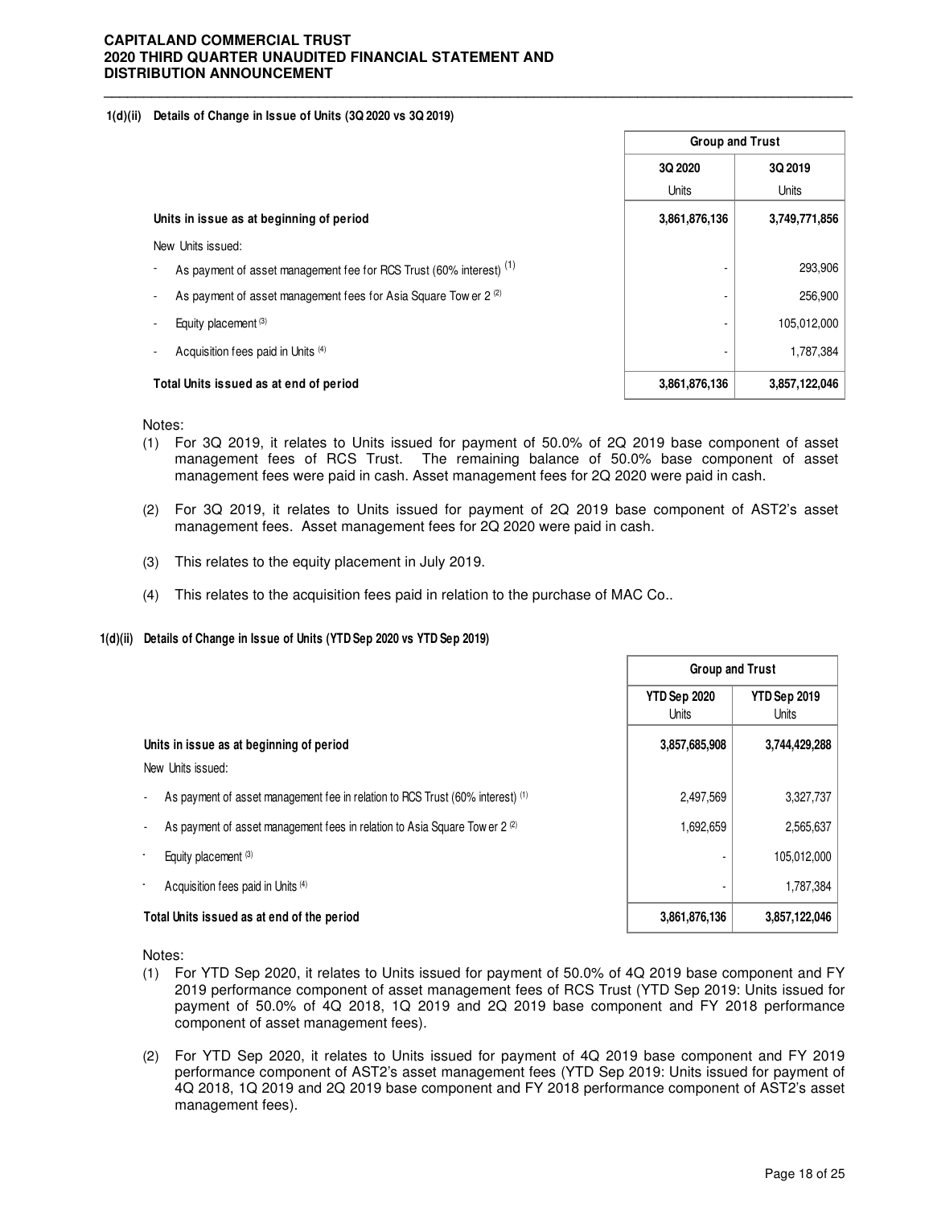#### 1(d)(ii) Details of Change in Issue of Units (3Q 2020 vs 3Q 2019)

| | Group and Trust | |
|---|---|---|
| | 3Q 2020 | 3Q 2019 |
| | Units | Units |
| **Units in issue as at beginning of period** | **3,861,876,136** | **3,749,771,856** |
| New Units issued: | | |
| - As payment of asset management fee for RCS Trust (60% interest) [(1)] | - | 293,906 |
| - As payment of asset management fees for Asia Square Tower 2 [(2)] | - | 256,900 |
| - Equity placement [(3)] | - | 105,012,000 |
| - Acquisition fees paid in Units [(4)] | - | 1,787,384 |
| **Total Units issued as at end of period** | **3,861,876,136** | **3,857,122,046** |

Notes:

(1) For 3Q 2019, it relates to Units issued for payment of 50.0% of 2Q 2019 base component of asset management fees of RCS Trust. The remaining balance of 50.0% base component of asset management fees were paid in cash. Asset management fees for 2Q 2020 were paid in cash.

(2) For 3Q 2019, it relates to Units issued for payment of 2Q 2019 base component of AST2's asset management fees. Asset management fees for 2Q 2020 were paid in cash.

(3) This relates to the equity placement in July 2019.

(4) This relates to the acquisition fees paid in relation to the purchase of MAC Co..

#### 1(d)(ii) Details of Change in Issue of Units (YTD Sep 2020 vs YTD Sep 2019)

| | Group and Trust | |
|---|---|---|
| | YTD Sep 2020 Units | YTD Sep 2019 Units |
| **Units in issue as at beginning of period** | **3,857,685,908** | **3,744,429,288** |
| New Units issued: | | |
| - As payment of asset management fee in relation to RCS Trust (60% interest) [(1)] | 2,497,569 | 3,327,737 |
| - As payment of asset management fees in relation to Asia Square Tower 2 [(2)] | 1,692,659 | 2,565,637 |
| - Equity placement [(3)] | - | 105,012,000 |
| - Acquisition fees paid in Units [(4)] | - | 1,787,384 |
| **Total Units issued as at end of the period** | **3,861,876,136** | **3,857,122,046** |

Notes:

(1) For YTD Sep 2020, it relates to Units issued for payment of 50.0% of 4Q 2019 base component and FY 2019 performance component of asset management fees of RCS Trust (YTD Sep 2019: Units issued for payment of 50.0% of 4Q 2018, 1Q 2019 and 2Q 2019 base component and FY 2018 performance component of asset management fees).

(2) For YTD Sep 2020, it relates to Units issued for payment of 4Q 2019 base component and FY 2019 performance component of AST2's asset management fees (YTD Sep 2019: Units issued for payment of 4Q 2018, 1Q 2019 and 2Q 2019 base component and FY 2018 performance component of AST2's asset management fees).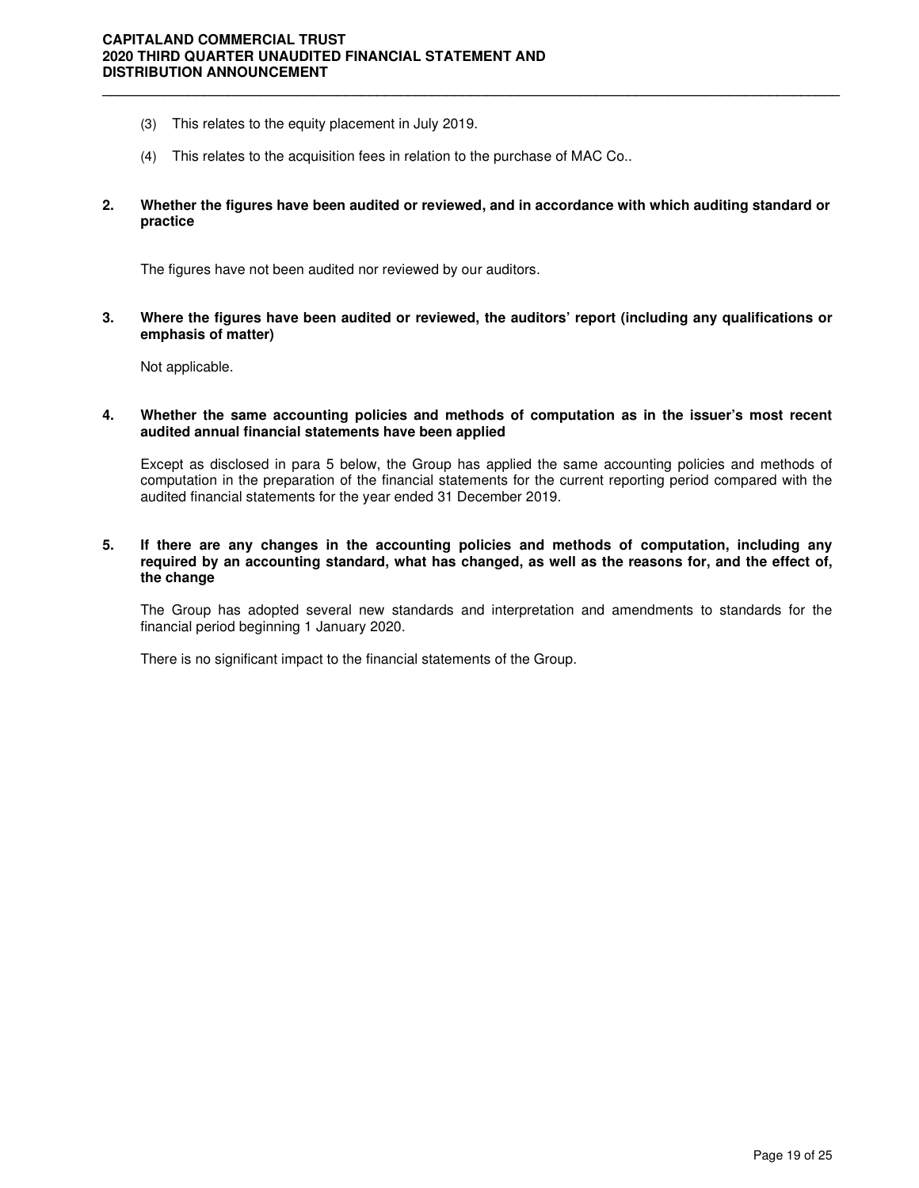(3) This relates to the equity placement in July 2019.

(4) This relates to the acquisition fees in relation to the purchase of MAC Co..

**2. Whether the figures have been audited or reviewed, and in accordance with which auditing standard or practice**

The figures have not been audited nor reviewed by our auditors.

**3. Where the figures have been audited or reviewed, the auditors' report (including any qualifications or emphasis of matter)**

Not applicable.

**4. Whether the same accounting policies and methods of computation as in the issuer's most recent audited annual financial statements have been applied**

Except as disclosed in para 5 below, the Group has applied the same accounting policies and methods of computation in the preparation of the financial statements for the current reporting period compared with the audited financial statements for the year ended 31 December 2019.

**5. If there are any changes in the accounting policies and methods of computation, including any required by an accounting standard, what has changed, as well as the reasons for, and the effect of, the change**

The Group has adopted several new standards and interpretation and amendments to standards for the financial period beginning 1 January 2020.

There is no significant impact to the financial statements of the Group.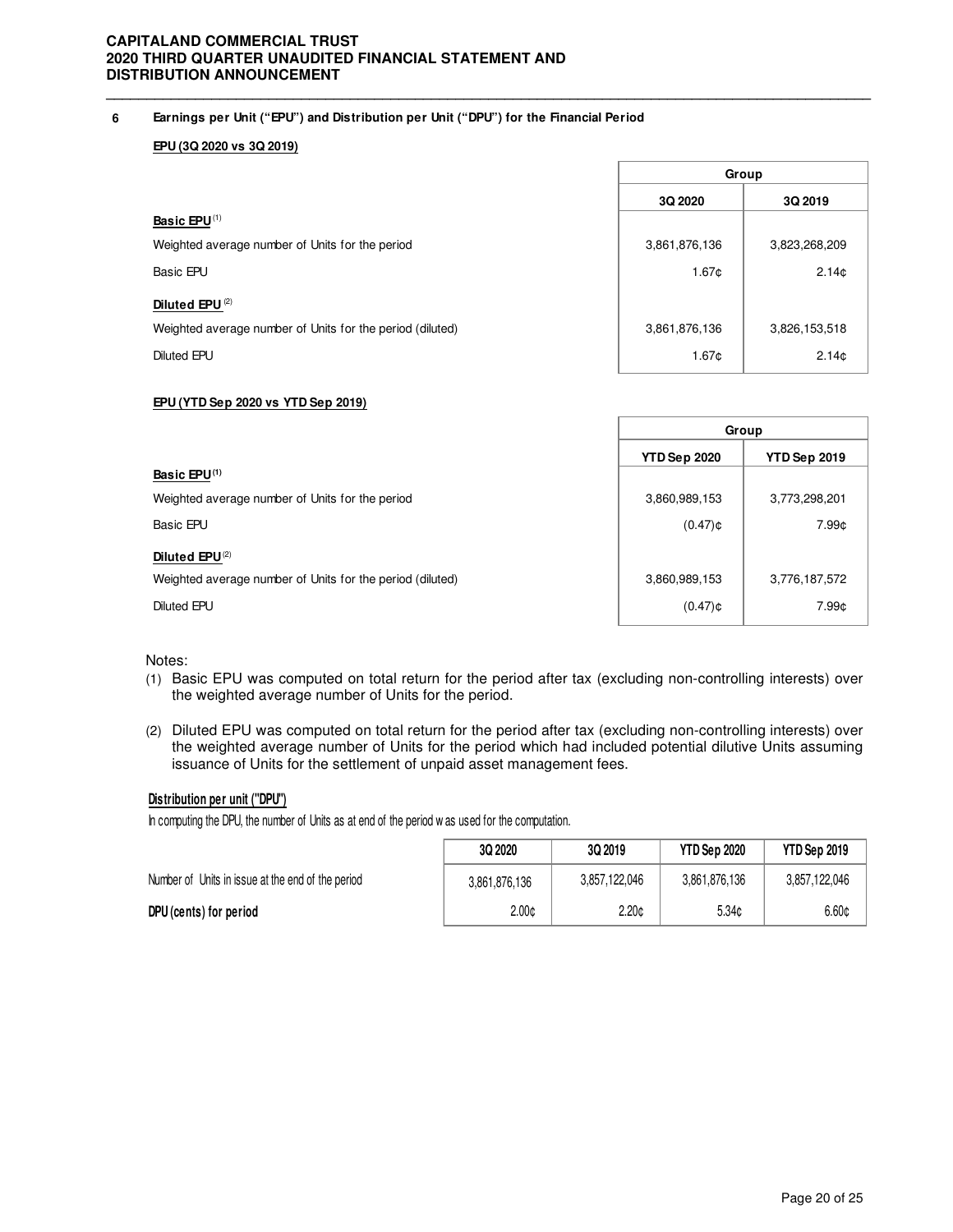## 6 Earnings per Unit ("EPU") and Distribution per Unit ("DPU") for the Financial Period

**EPU (3Q 2020 vs 3Q 2019)**

| | Group | |
|---|---|---|
| | **3Q 2020** | **3Q 2019** |
| **Basic EPU** [(1)] | | |
| Weighted average number of Units for the period | 3,861,876,136 | 3,823,268,209 |
| Basic EPU | 1.67¢ | 2.14¢ |
| **Diluted EPU** [(2)] | | |
| Weighted average number of Units for the period (diluted) | 3,861,876,136 | 3,826,153,518 |
| Diluted EPU | 1.67¢ | 2.14¢ |

**EPU (YTD Sep 2020 vs YTD Sep 2019)**

| | Group | |
|---|---|---|
| | **YTD Sep 2020** | **YTD Sep 2019** |
| **Basic EPU** [(1)] | | |
| Weighted average number of Units for the period | 3,860,989,153 | 3,773,298,201 |
| Basic EPU | (0.47)¢ | 7.99¢ |
| **Diluted EPU** [(2)] | | |
| Weighted average number of Units for the period (diluted) | 3,860,989,153 | 3,776,187,572 |
| Diluted EPU | (0.47)¢ | 7.99¢ |

Notes:

(1) Basic EPU was computed on total return for the period after tax (excluding non-controlling interests) over the weighted average number of Units for the period.

(2) Diluted EPU was computed on total return for the period after tax (excluding non-controlling interests) over the weighted average number of Units for the period which had included potential dilutive Units assuming issuance of Units for the settlement of unpaid asset management fees.

**Distribution per unit ("DPU")**

In computing the DPU, the number of Units as at end of the period was used for the computation.

| | 3Q 2020 | 3Q 2019 | YTD Sep 2020 | YTD Sep 2019 |
|---|---|---|---|---|
| Number of Units in issue at the end of the period | 3,861,876,136 | 3,857,122,046 | 3,861,876,136 | 3,857,122,046 |
| **DPU (cents) for period** | 2.00¢ | 2.20¢ | 5.34¢ | 6.60¢ |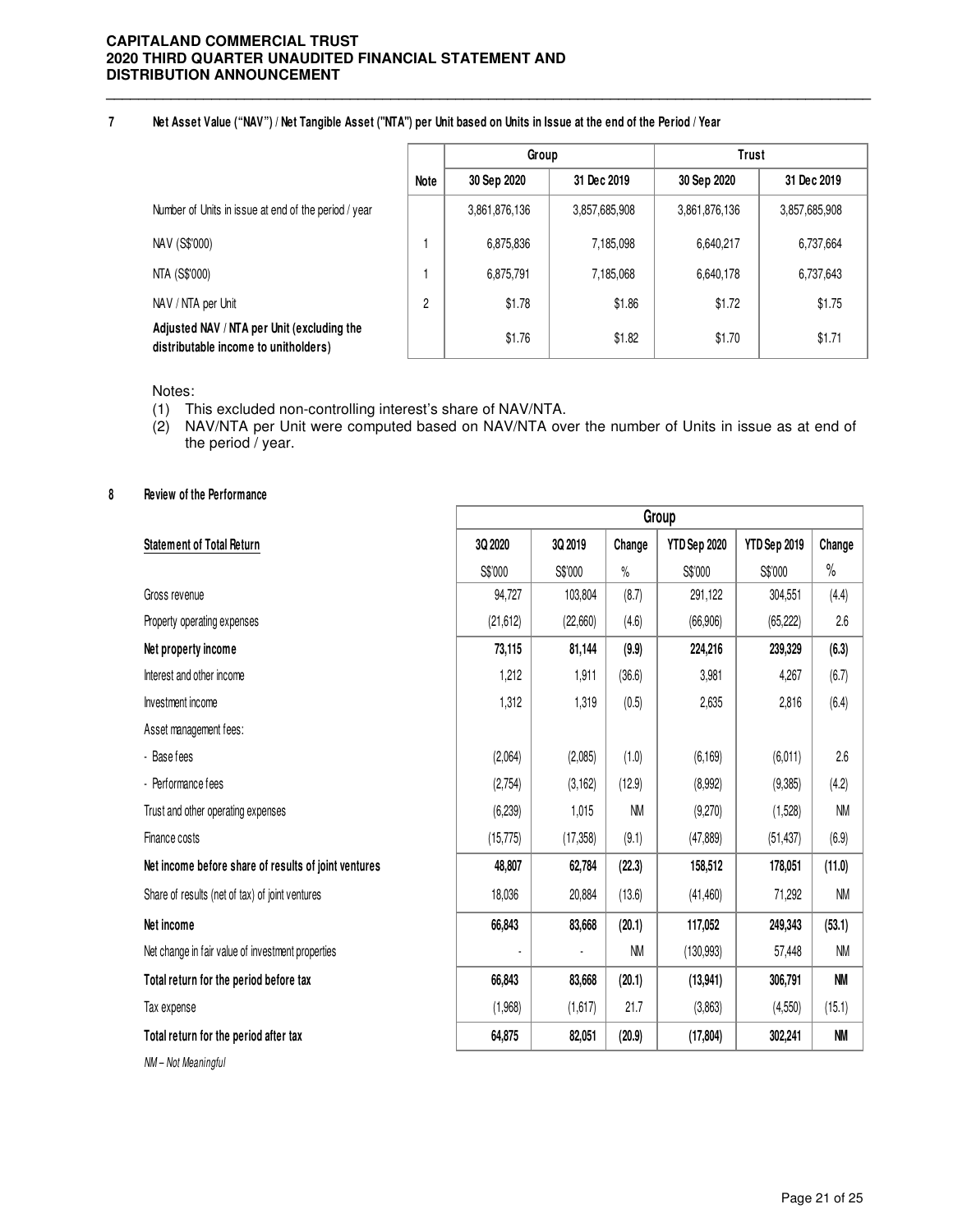## 7 Net Asset Value ("NAV") / Net Tangible Asset ("NTA") per Unit based on Units in Issue at the end of the Period / Year

| | | Group | | Trust | |
|---|---|---|---|---|---|
| | Note | 30 Sep 2020 | 31 Dec 2019 | 30 Sep 2020 | 31 Dec 2019 |
| Number of Units in issue at end of the period / year | | 3,861,876,136 | 3,857,685,908 | 3,861,876,136 | 3,857,685,908 |
| NAV (S$'000) | 1 | 6,875,836 | 7,185,098 | 6,640,217 | 6,737,664 |
| NTA (S$'000) | 1 | 6,875,791 | 7,185,068 | 6,640,178 | 6,737,643 |
| NAV / NTA per Unit | 2 | $1.78 | $1.86 | $1.72 | $1.75 |
| **Adjusted NAV / NTA per Unit (excluding the distributable income to unitholders)** | | $1.76 | $1.82 | $1.70 | $1.71 |

Notes:
1. This excluded non-controlling interest's share of NAV/NTA.
2. NAV/NTA per Unit were computed based on NAV/NTA over the number of Units in issue as at end of the period / year.

## 8 Review of the Performance

| | Group | | | | | |
|---|---|---|---|---|---|---|
| **Statement of Total Return** | 3Q 2020 | 3Q 2019 | Change | YTD Sep 2020 | YTD Sep 2019 | Change |
| | S$'000 | S$'000 | % | S$'000 | S$'000 | % |
| Gross revenue | 94,727 | 103,804 | (8.7) | 291,122 | 304,551 | (4.4) |
| Property operating expenses | (21,612) | (22,660) | (4.6) | (66,906) | (65,222) | 2.6 |
| **Net property income** | **73,115** | **81,144** | **(9.9)** | **224,216** | **239,329** | **(6.3)** |
| Interest and other income | 1,212 | 1,911 | (36.6) | 3,981 | 4,267 | (6.7) |
| Investment income | 1,312 | 1,319 | (0.5) | 2,635 | 2,816 | (6.4) |
| Asset management fees: | | | | | | |
| - Base fees | (2,064) | (2,085) | (1.0) | (6,169) | (6,011) | 2.6 |
| - Performance fees | (2,754) | (3,162) | (12.9) | (8,992) | (9,385) | (4.2) |
| Trust and other operating expenses | (6,239) | 1,015 | NM | (9,270) | (1,528) | NM |
| Finance costs | (15,775) | (17,358) | (9.1) | (47,889) | (51,437) | (6.9) |
| **Net income before share of results of joint ventures** | **48,807** | **62,784** | **(22.3)** | **158,512** | **178,051** | **(11.0)** |
| Share of results (net of tax) of joint ventures | 18,036 | 20,884 | (13.6) | (41,460) | 71,292 | NM |
| **Net income** | **66,843** | **83,668** | **(20.1)** | **117,052** | **249,343** | **(53.1)** |
| Net change in fair value of investment properties | - | - | NM | (130,993) | 57,448 | NM |
| **Total return for the period before tax** | **66,843** | **83,668** | **(20.1)** | **(13,941)** | **306,791** | **NM** |
| Tax expense | (1,968) | (1,617) | 21.7 | (3,863) | (4,550) | (15.1) |
| **Total return for the period after tax** | **64,875** | **82,051** | **(20.9)** | **(17,804)** | **302,241** | **NM** |

*NM – Not Meaningful*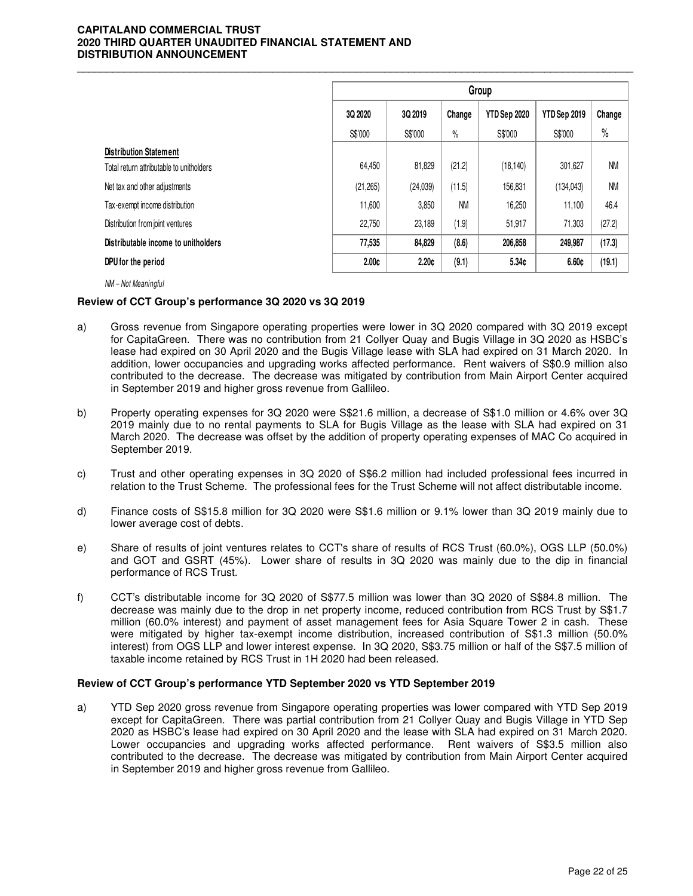| | Group | | | | | |
|---|---|---|---|---|---|---|
| | 3Q 2020 | 3Q 2019 | Change | YTD Sep 2020 | YTD Sep 2019 | Change |
| | S$'000 | S$'000 | % | S$'000 | S$'000 | % |
| **Distribution Statement** | | | | | | |
| Total return attributable to unitholders | 64,450 | 81,829 | (21.2) | (18,140) | 301,627 | NM |
| Net tax and other adjustments | (21,265) | (24,039) | (11.5) | 156,831 | (134,043) | NM |
| Tax-exempt income distribution | 11,600 | 3,850 | NM | 16,250 | 11,100 | 46.4 |
| Distribution from joint ventures | 22,750 | 23,189 | (1.9) | 51,917 | 71,303 | (27.2) |
| **Distributable income to unitholders** | **77,535** | **84,829** | **(8.6)** | **206,858** | **249,987** | **(17.3)** |
| **DPU for the period** | **2.00¢** | **2.20¢** | **(9.1)** | **5.34¢** | **6.60¢** | **(19.1)** |

*NM – Not Meaningful*

**Review of CCT Group's performance 3Q 2020 vs 3Q 2019**

a) Gross revenue from Singapore operating properties were lower in 3Q 2020 compared with 3Q 2019 except for CapitaGreen. There was no contribution from 21 Collyer Quay and Bugis Village in 3Q 2020 as HSBC's lease had expired on 30 April 2020 and the Bugis Village lease with SLA had expired on 31 March 2020. In addition, lower occupancies and upgrading works affected performance. Rent waivers of S$0.9 million also contributed to the decrease. The decrease was mitigated by contribution from Main Airport Center acquired in September 2019 and higher gross revenue from Gallileo.

b) Property operating expenses for 3Q 2020 were S$21.6 million, a decrease of S$1.0 million or 4.6% over 3Q 2019 mainly due to no rental payments to SLA for Bugis Village as the lease with SLA had expired on 31 March 2020. The decrease was offset by the addition of property operating expenses of MAC Co acquired in September 2019.

c) Trust and other operating expenses in 3Q 2020 of S$6.2 million had included professional fees incurred in relation to the Trust Scheme. The professional fees for the Trust Scheme will not affect distributable income.

d) Finance costs of S$15.8 million for 3Q 2020 were S$1.6 million or 9.1% lower than 3Q 2019 mainly due to lower average cost of debts.

e) Share of results of joint ventures relates to CCT's share of results of RCS Trust (60.0%), OGS LLP (50.0%) and GOT and GSRT (45%). Lower share of results in 3Q 2020 was mainly due to the dip in financial performance of RCS Trust.

f) CCT's distributable income for 3Q 2020 of S$77.5 million was lower than 3Q 2020 of S$84.8 million. The decrease was mainly due to the drop in net property income, reduced contribution from RCS Trust by S$1.7 million (60.0% interest) and payment of asset management fees for Asia Square Tower 2 in cash. These were mitigated by higher tax-exempt income distribution, increased contribution of S$1.3 million (50.0% interest) from OGS LLP and lower interest expense. In 3Q 2020, S$3.75 million or half of the S$7.5 million of taxable income retained by RCS Trust in 1H 2020 had been released.

**Review of CCT Group's performance YTD September 2020 vs YTD September 2019**

a) YTD Sep 2020 gross revenue from Singapore operating properties was lower compared with YTD Sep 2019 except for CapitaGreen. There was partial contribution from 21 Collyer Quay and Bugis Village in YTD Sep 2020 as HSBC's lease had expired on 30 April 2020 and the lease with SLA had expired on 31 March 2020. Lower occupancies and upgrading works affected performance. Rent waivers of S$3.5 million also contributed to the decrease. The decrease was mitigated by contribution from Main Airport Center acquired in September 2019 and higher gross revenue from Gallileo.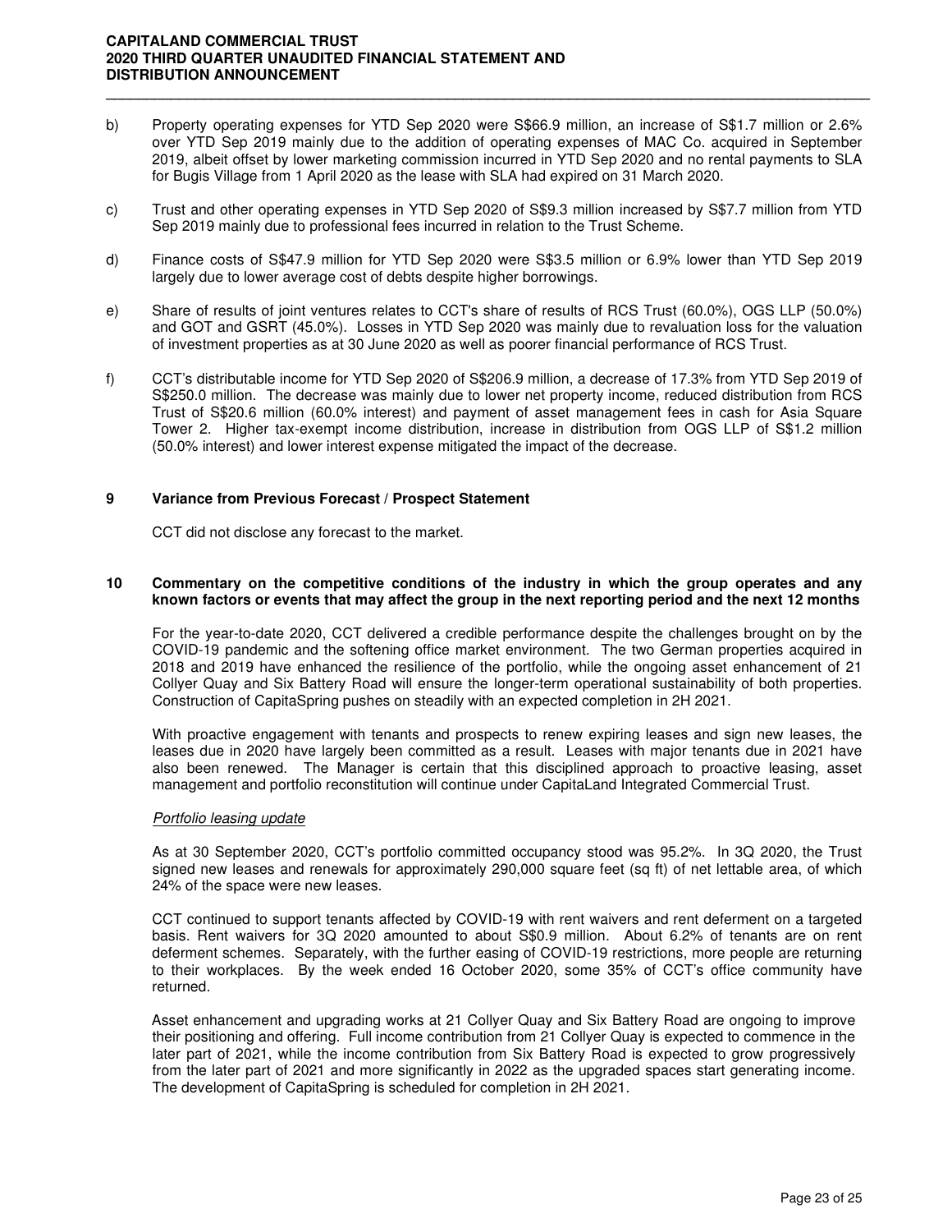b) Property operating expenses for YTD Sep 2020 were S$66.9 million, an increase of S$1.7 million or 2.6% over YTD Sep 2019 mainly due to the addition of operating expenses of MAC Co. acquired in September 2019, albeit offset by lower marketing commission incurred in YTD Sep 2020 and no rental payments to SLA for Bugis Village from 1 April 2020 as the lease with SLA had expired on 31 March 2020.

c) Trust and other operating expenses in YTD Sep 2020 of S$9.3 million increased by S$7.7 million from YTD Sep 2019 mainly due to professional fees incurred in relation to the Trust Scheme.

d) Finance costs of S$47.9 million for YTD Sep 2020 were S$3.5 million or 6.9% lower than YTD Sep 2019 largely due to lower average cost of debts despite higher borrowings.

e) Share of results of joint ventures relates to CCT's share of results of RCS Trust (60.0%), OGS LLP (50.0%) and GOT and GSRT (45.0%). Losses in YTD Sep 2020 was mainly due to revaluation loss for the valuation of investment properties as at 30 June 2020 as well as poorer financial performance of RCS Trust.

f) CCT's distributable income for YTD Sep 2020 of S$206.9 million, a decrease of 17.3% from YTD Sep 2019 of S$250.0 million. The decrease was mainly due to lower net property income, reduced distribution from RCS Trust of S$20.6 million (60.0% interest) and payment of asset management fees in cash for Asia Square Tower 2. Higher tax-exempt income distribution, increase in distribution from OGS LLP of S$1.2 million (50.0% interest) and lower interest expense mitigated the impact of the decrease.

## 9 Variance from Previous Forecast / Prospect Statement

CCT did not disclose any forecast to the market.

## 10 Commentary on the competitive conditions of the industry in which the group operates and any known factors or events that may affect the group in the next reporting period and the next 12 months

For the year-to-date 2020, CCT delivered a credible performance despite the challenges brought on by the COVID-19 pandemic and the softening office market environment. The two German properties acquired in 2018 and 2019 have enhanced the resilience of the portfolio, while the ongoing asset enhancement of 21 Collyer Quay and Six Battery Road will ensure the longer-term operational sustainability of both properties. Construction of CapitaSpring pushes on steadily with an expected completion in 2H 2021.

With proactive engagement with tenants and prospects to renew expiring leases and sign new leases, the leases due in 2020 have largely been committed as a result. Leases with major tenants due in 2021 have also been renewed. The Manager is certain that this disciplined approach to proactive leasing, asset management and portfolio reconstitution will continue under CapitaLand Integrated Commercial Trust.

*Portfolio leasing update*

As at 30 September 2020, CCT's portfolio committed occupancy stood was 95.2%. In 3Q 2020, the Trust signed new leases and renewals for approximately 290,000 square feet (sq ft) of net lettable area, of which 24% of the space were new leases.

CCT continued to support tenants affected by COVID-19 with rent waivers and rent deferment on a targeted basis. Rent waivers for 3Q 2020 amounted to about S$0.9 million. About 6.2% of tenants are on rent deferment schemes. Separately, with the further easing of COVID-19 restrictions, more people are returning to their workplaces. By the week ended 16 October 2020, some 35% of CCT's office community have returned.

Asset enhancement and upgrading works at 21 Collyer Quay and Six Battery Road are ongoing to improve their positioning and offering. Full income contribution from 21 Collyer Quay is expected to commence in the later part of 2021, while the income contribution from Six Battery Road is expected to grow progressively from the later part of 2021 and more significantly in 2022 as the upgraded spaces start generating income. The development of CapitaSpring is scheduled for completion in 2H 2021.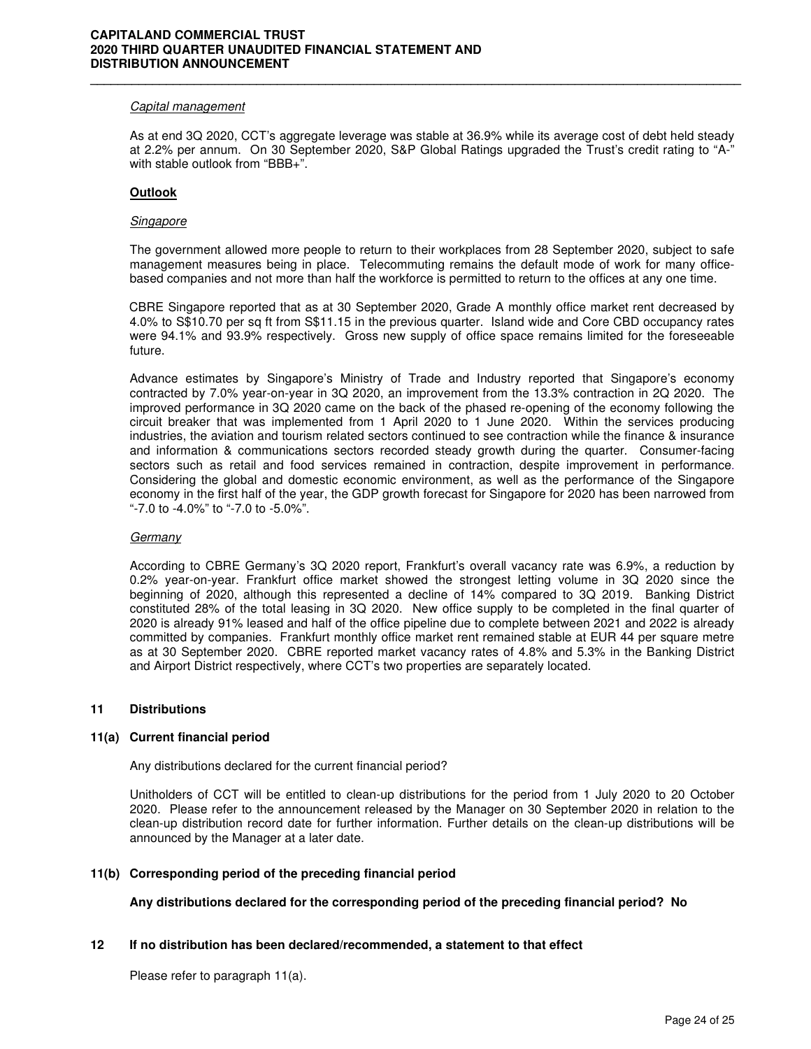*Capital management*

As at end 3Q 2020, CCT's aggregate leverage was stable at 36.9% while its average cost of debt held steady at 2.2% per annum. On 30 September 2020, S&P Global Ratings upgraded the Trust's credit rating to "A-" with stable outlook from "BBB+".

**Outlook**

*Singapore*

The government allowed more people to return to their workplaces from 28 September 2020, subject to safe management measures being in place. Telecommuting remains the default mode of work for many office-based companies and not more than half the workforce is permitted to return to the offices at any one time.

CBRE Singapore reported that as at 30 September 2020, Grade A monthly office market rent decreased by 4.0% to S$10.70 per sq ft from S$11.15 in the previous quarter. Island wide and Core CBD occupancy rates were 94.1% and 93.9% respectively. Gross new supply of office space remains limited for the foreseeable future.

Advance estimates by Singapore's Ministry of Trade and Industry reported that Singapore's economy contracted by 7.0% year-on-year in 3Q 2020, an improvement from the 13.3% contraction in 2Q 2020. The improved performance in 3Q 2020 came on the back of the phased re-opening of the economy following the circuit breaker that was implemented from 1 April 2020 to 1 June 2020. Within the services producing industries, the aviation and tourism related sectors continued to see contraction while the finance & insurance and information & communications sectors recorded steady growth during the quarter. Consumer-facing sectors such as retail and food services remained in contraction, despite improvement in performance. Considering the global and domestic economic environment, as well as the performance of the Singapore economy in the first half of the year, the GDP growth forecast for Singapore for 2020 has been narrowed from "-7.0 to -4.0%" to "-7.0 to -5.0%".

*Germany*

According to CBRE Germany's 3Q 2020 report, Frankfurt's overall vacancy rate was 6.9%, a reduction by 0.2% year-on-year. Frankfurt office market showed the strongest letting volume in 3Q 2020 since the beginning of 2020, although this represented a decline of 14% compared to 3Q 2019. Banking District constituted 28% of the total leasing in 3Q 2020. New office supply to be completed in the final quarter of 2020 is already 91% leased and half of the office pipeline due to complete between 2021 and 2022 is already committed by companies. Frankfurt monthly office market rent remained stable at EUR 44 per square metre as at 30 September 2020. CBRE reported market vacancy rates of 4.8% and 5.3% in the Banking District and Airport District respectively, where CCT's two properties are separately located.

## 11 Distributions

### 11(a) Current financial period

Any distributions declared for the current financial period?

Unitholders of CCT will be entitled to clean-up distributions for the period from 1 July 2020 to 20 October 2020. Please refer to the announcement released by the Manager on 30 September 2020 in relation to the clean-up distribution record date for further information. Further details on the clean-up distributions will be announced by the Manager at a later date.

### 11(b) Corresponding period of the preceding financial period

**Any distributions declared for the corresponding period of the preceding financial period? No**

## 12 If no distribution has been declared/recommended, a statement to that effect

Please refer to paragraph 11(a).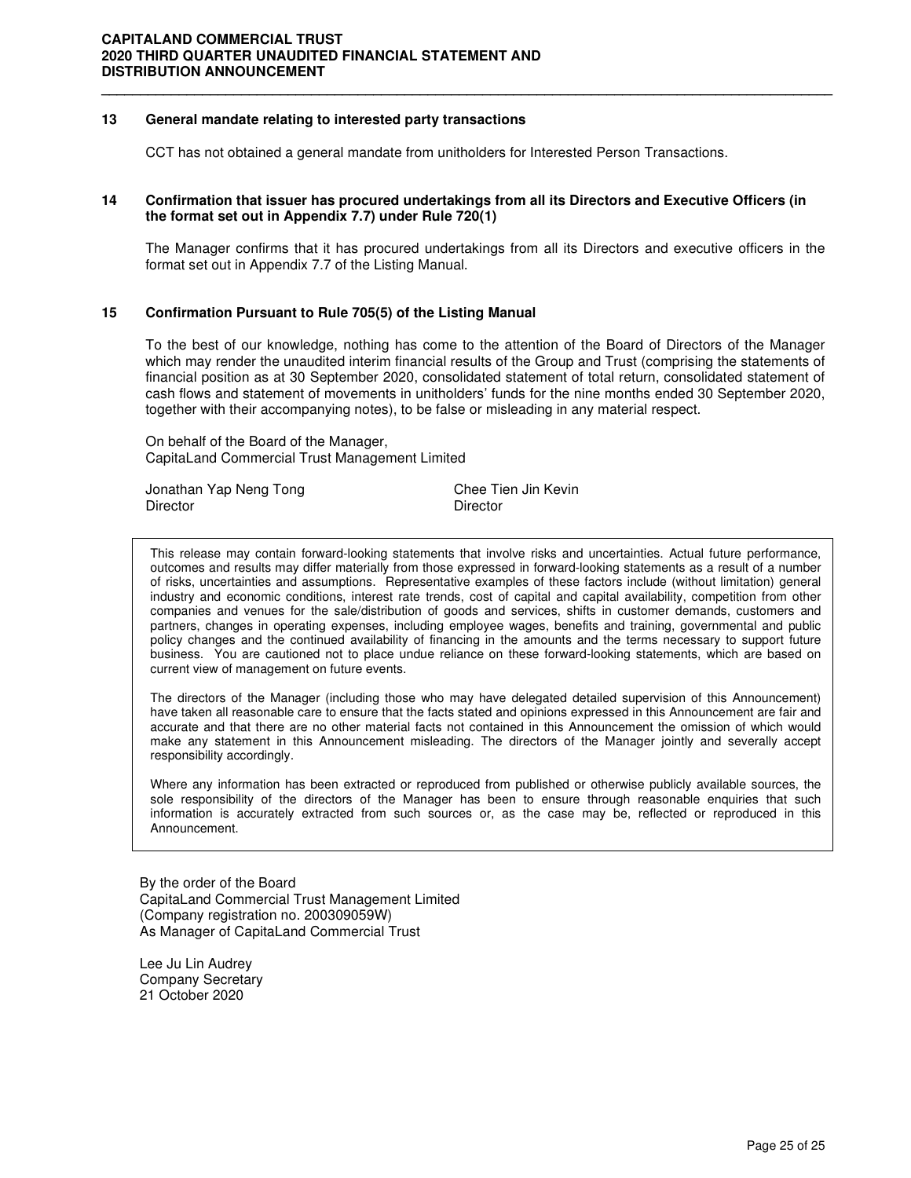## 13 General mandate relating to interested party transactions

CCT has not obtained a general mandate from unitholders for Interested Person Transactions.

## 14 Confirmation that issuer has procured undertakings from all its Directors and Executive Officers (in the format set out in Appendix 7.7) under Rule 720(1)

The Manager confirms that it has procured undertakings from all its Directors and executive officers in the format set out in Appendix 7.7 of the Listing Manual.

## 15 Confirmation Pursuant to Rule 705(5) of the Listing Manual

To the best of our knowledge, nothing has come to the attention of the Board of Directors of the Manager which may render the unaudited interim financial results of the Group and Trust (comprising the statements of financial position as at 30 September 2020, consolidated statement of total return, consolidated statement of cash flows and statement of movements in unitholders' funds for the nine months ended 30 September 2020, together with their accompanying notes), to be false or misleading in any material respect.

On behalf of the Board of the Manager,
CapitaLand Commercial Trust Management Limited

| | |
|---|---|
| Jonathan Yap Neng Tong | Chee Tien Jin Kevin |
| Director | Director |

This release may contain forward-looking statements that involve risks and uncertainties. Actual future performance, outcomes and results may differ materially from those expressed in forward-looking statements as a result of a number of risks, uncertainties and assumptions. Representative examples of these factors include (without limitation) general industry and economic conditions, interest rate trends, cost of capital and capital availability, competition from other companies and venues for the sale/distribution of goods and services, shifts in customer demands, customers and partners, changes in operating expenses, including employee wages, benefits and training, governmental and public policy changes and the continued availability of financing in the amounts and the terms necessary to support future business. You are cautioned not to place undue reliance on these forward-looking statements, which are based on current view of management on future events.

The directors of the Manager (including those who may have delegated detailed supervision of this Announcement) have taken all reasonable care to ensure that the facts stated and opinions expressed in this Announcement are fair and accurate and that there are no other material facts not contained in this Announcement the omission of which would make any statement in this Announcement misleading. The directors of the Manager jointly and severally accept responsibility accordingly.

Where any information has been extracted or reproduced from published or otherwise publicly available sources, the sole responsibility of the directors of the Manager has been to ensure through reasonable enquiries that such information is accurately extracted from such sources or, as the case may be, reflected or reproduced in this Announcement.

By the order of the Board
CapitaLand Commercial Trust Management Limited
(Company registration no. 200309059W)
As Manager of CapitaLand Commercial Trust

Lee Ju Lin Audrey
Company Secretary
21 October 2020